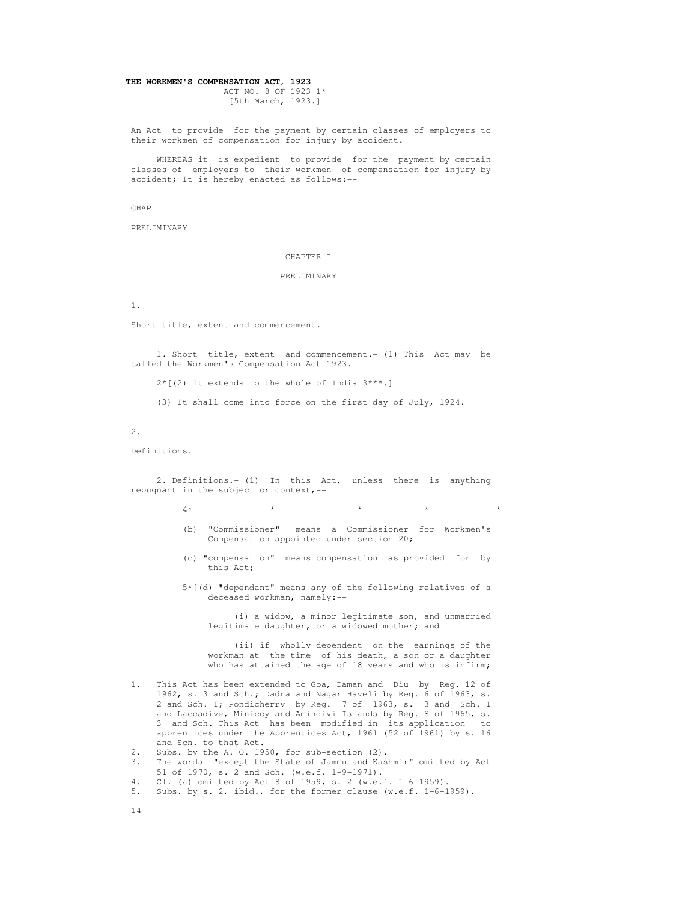**THE WORKMEN'S COMPENSATION ACT, 1923**

ACT NO. 8 OF 1923 1*

[5th March, 1923.]

An Act to provide for the payment by certain classes of employers to their workmen of compensation for injury by accident.

WHEREAS it is expedient to provide for the payment by certain classes of employers to their workmen of compensation for injury by accident; It is hereby enacted as follows:--

CHAP

PRELIMINARY

## CHAPTER I

## PRELIMINARY

1.

Short title, extent and commencement.

1. Short title, extent and commencement.- (1) This Act may be called the Workmen's Compensation Act 1923.

2*[(2) It extends to the whole of India 3***.]

(3) It shall come into force on the first day of July, 1924.

2.

Definitions.

2. Definitions.- (1) In this Act, unless there is anything repugnant in the subject or context,--

4* * * * *

(b) "Commissioner" means a Commissioner for Workmen's Compensation appointed under section 20;

(c) "compensation" means compensation as provided for by this Act;

5*[(d) "dependant" means any of the following relatives of a deceased workman, namely:--

(i) a widow, a minor legitimate son, and unmarried legitimate daughter, or a widowed mother; and

(ii) if wholly dependent on the earnings of the workman at the time of his death, a son or a daughter who has attained the age of 18 years and who is infirm;

---

1. This Act has been extended to Goa, Daman and Diu by Reg. 12 of 1962, s. 3 and Sch.; Dadra and Nagar Haveli by Reg. 6 of 1963, s. 2 and Sch. I; Pondicherry by Reg. 7 of 1963, s. 3 and Sch. I and Laccadive, Minicoy and Amindivi Islands by Reg. 8 of 1965, s. 3 and Sch. This Act has been modified in its application to apprentices under the Apprentices Act, 1961 (52 of 1961) by s. 16 and Sch. to that Act.
2. Subs. by the A. O. 1950, for sub-section (2).
3. The words "except the State of Jammu and Kashmir" omitted by Act 51 of 1970, s. 2 and Sch. (w.e.f. 1-9-1971).
4. Cl. (a) omitted by Act 8 of 1959, s. 2 (w.e.f. 1-6-1959).
5. Subs. by s. 2, ibid., for the former clause (w.e.f. 1-6-1959).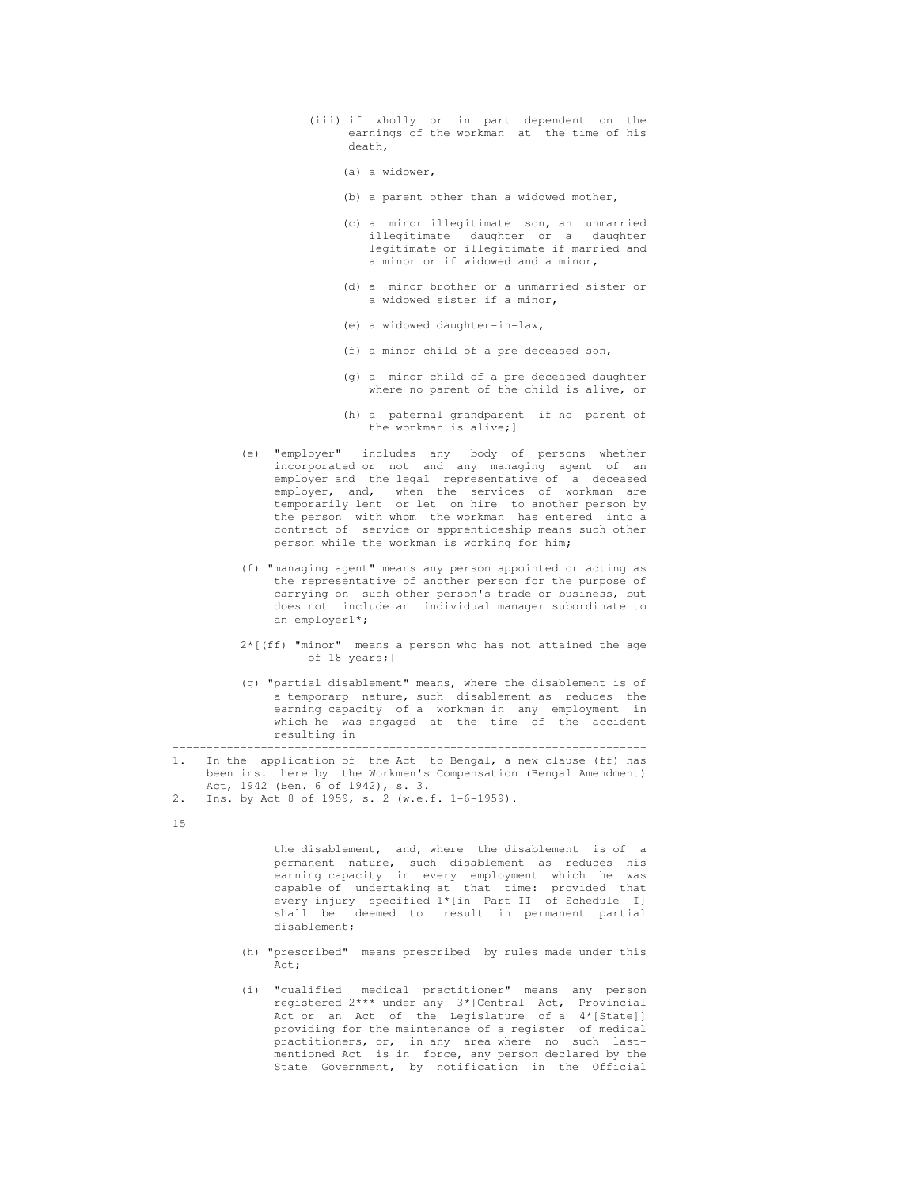(iii) if wholly or in part dependent on the earnings of the workman at the time of his death,

(a) a widower,

(b) a parent other than a widowed mother,

(c) a minor illegitimate son, an unmarried illegitimate daughter or a daughter legitimate or illegitimate if married and a minor or if widowed and a minor,

(d) a minor brother or a unmarried sister or a widowed sister if a minor,

(e) a widowed daughter-in-law,

(f) a minor child of a pre-deceased son,

(g) a minor child of a pre-deceased daughter where no parent of the child is alive, or

(h) a paternal grandparent if no parent of the workman is alive;]

(e) "employer" includes any body of persons whether incorporated or not and any managing agent of an employer and the legal representative of a deceased employer, and, when the services of workman are temporarily lent or let on hire to another person by the person with whom the workman has entered into a contract of service or apprenticeship means such other person while the workman is working for him;

(f) "managing agent" means any person appointed or acting as the representative of another person for the purpose of carrying on such other person's trade or business, but does not include an individual manager subordinate to an employer1*;

2*[(ff) "minor" means a person who has not attained the age of 18 years;]

(g) "partial disablement" means, where the disablement is of a temporarp nature, such disablement as reduces the earning capacity of a workman in any employment in which he was engaged at the time of the accident resulting in the disablement, and, where the disablement is of a permanent nature, such disablement as reduces his earning capacity in every employment which he was capable of undertaking at that time: provided that every injury specified 1*[in Part II of Schedule I] shall be deemed to result in permanent partial disablement;

(h) "prescribed" means prescribed by rules made under this Act;

(i) "qualified medical practitioner" means any person registered 2*** under any 3*[Central Act, Provincial Act or an Act of the Legislature of a 4*[State]] providing for the maintenance of a register of medical practitioners, or, in any area where no such last-mentioned Act is in force, any person declared by the State Government, by notification in the Official

---

1. In the application of the Act to Bengal, a new clause (ff) has been ins. here by the Workmen's Compensation (Bengal Amendment) Act, 1942 (Ben. 6 of 1942), s. 3.
2. Ins. by Act 8 of 1959, s. 2 (w.e.f. 1-6-1959).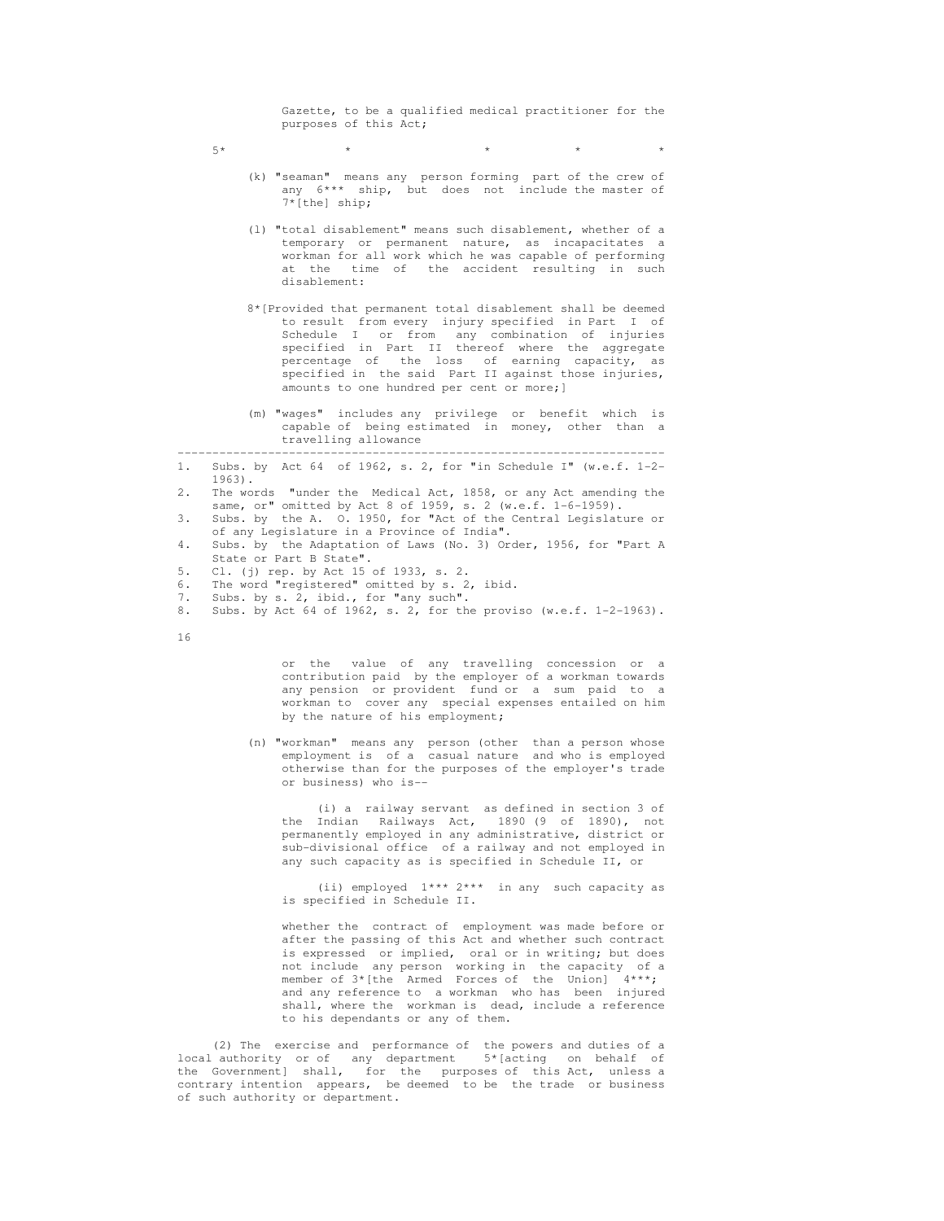Gazette, to be a qualified medical practitioner for the purposes of this Act;

5* * * * *

(k) "seaman" means any person forming part of the crew of any 6*** ship, but does not include the master of 7*[the] ship;

(l) "total disablement" means such disablement, whether of a temporary or permanent nature, as incapacitates a workman for all work which he was capable of performing at the time of the accident resulting in such disablement:

8*[Provided that permanent total disablement shall be deemed to result from every injury specified in Part I of Schedule I or from any combination of injuries specified in Part II thereof where the aggregate percentage of the loss of earning capacity, as specified in the said Part II against those injuries, amounts to one hundred per cent or more;]

(m) "wages" includes any privilege or benefit which is capable of being estimated in money, other than a travelling allowance

---

1. Subs. by Act 64 of 1962, s. 2, for "in Schedule I" (w.e.f. 1-2-1963).
2. The words "under the Medical Act, 1858, or any Act amending the same, or" omitted by Act 8 of 1959, s. 2 (w.e.f. 1-6-1959).
3. Subs. by the A. O. 1950, for "Act of the Central Legislature or of any Legislature in a Province of India".
4. Subs. by the Adaptation of Laws (No. 3) Order, 1956, for "Part A State or Part B State".
5. Cl. (j) rep. by Act 15 of 1933, s. 2.
6. The word "registered" omitted by s. 2, ibid.
7. Subs. by s. 2, ibid., for "any such".
8. Subs. by Act 64 of 1962, s. 2, for the proviso (w.e.f. 1-2-1963).

or the value of any travelling concession or a contribution paid by the employer of a workman towards any pension or provident fund or a sum paid to a workman to cover any special expenses entailed on him by the nature of his employment;

(n) "workman" means any person (other than a person whose employment is of a casual nature and who is employed otherwise than for the purposes of the employer's trade or business) who is--

(i) a railway servant as defined in section 3 of the Indian Railways Act, 1890 (9 of 1890), not permanently employed in any administrative, district or sub-divisional office of a railway and not employed in any such capacity as is specified in Schedule II, or

(ii) employed 1*** 2*** in any such capacity as is specified in Schedule II.

whether the contract of employment was made before or after the passing of this Act and whether such contract is expressed or implied, oral or in writing; but does not include any person working in the capacity of a member of 3*[the Armed Forces of the Union] 4***; and any reference to a workman who has been injured shall, where the workman is dead, include a reference to his dependants or any of them.

(2) The exercise and performance of the powers and duties of a local authority or of any department 5*[acting on behalf of the Government] shall, for the purposes of this Act, unless a contrary intention appears, be deemed to be the trade or business of such authority or department.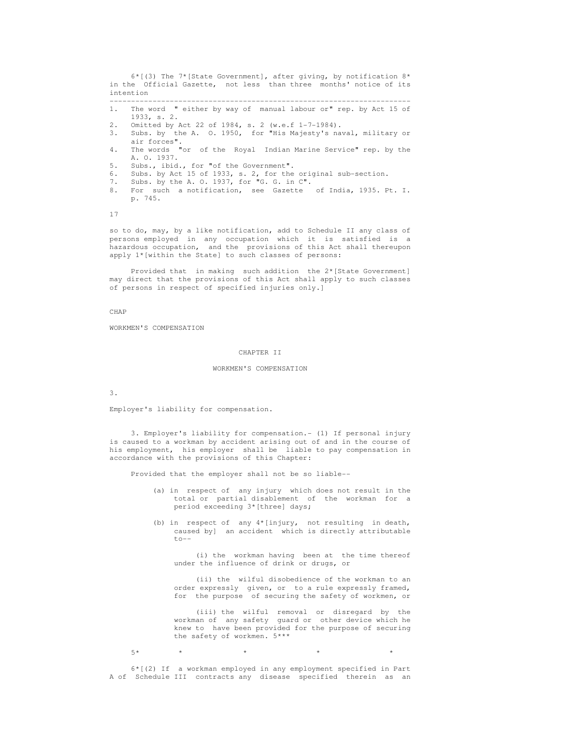6*[(3) The 7*[State Government], after giving, by notification 8* in the Official Gazette, not less than three months' notice of its intention

---

1. The word " either by way of manual labour or" rep. by Act 15 of 1933, s. 2.
2. Omitted by Act 22 of 1984, s. 2 (w.e.f 1-7-1984).
3. Subs. by the A. O. 1950, for "His Majesty's naval, military or air forces".
4. The words "or of the Royal Indian Marine Service" rep. by the A. O. 1937.
5. Subs., ibid., for "of the Government".
6. Subs. by Act 15 of 1933, s. 2, for the original sub-section.
7. Subs. by the A. O. 1937, for "G. G. in C".
8. For such a notification, see Gazette of India, 1935. Pt. I. p. 745.

so to do, may, by a like notification, add to Schedule II any class of persons employed in any occupation which it is satisfied is a hazardous occupation, and the provisions of this Act shall thereupon apply 1*[within the State] to such classes of persons:

Provided that in making such addition the 2*[State Government] may direct that the provisions of this Act shall apply to such classes of persons in respect of specified injuries only.]

CHAP

WORKMEN'S COMPENSATION

## CHAPTER II

## WORKMEN'S COMPENSATION

3.

Employer's liability for compensation.

3. Employer's liability for compensation.- (1) If personal injury is caused to a workman by accident arising out of and in the course of his employment, his employer shall be liable to pay compensation in accordance with the provisions of this Chapter:

Provided that the employer shall not be so liable--

(a) in respect of any injury which does not result in the total or partial disablement of the workman for a period exceeding 3*[three] days;

(b) in respect of any 4*[injury, not resulting in death, caused by] an accident which is directly attributable to--

(i) the workman having been at the time thereof under the influence of drink or drugs, or

(ii) the wilful disobedience of the workman to an order expressly given, or to a rule expressly framed, for the purpose of securing the safety of workmen, or

(iii) the wilful removal or disregard by the workman of any safety guard or other device which he knew to have been provided for the purpose of securing the safety of workmen. 5***

5* * * * *

6*[(2) If a workman employed in any employment specified in Part A of Schedule III contracts any disease specified therein as an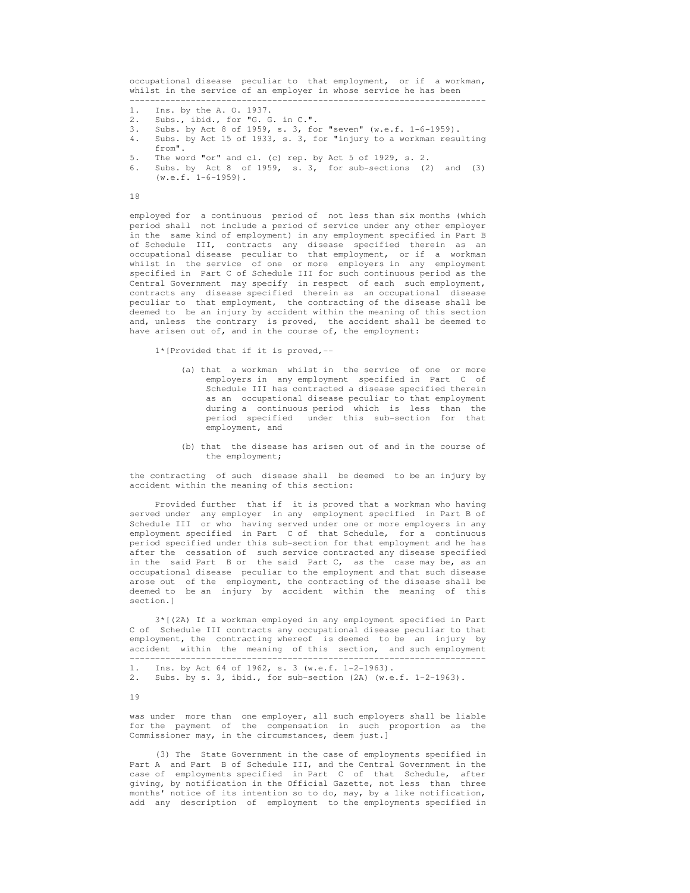occupational disease peculiar to that employment, or if a workman, whilst in the service of an employer in whose service he has been

---

1. Ins. by the A. O. 1937.
2. Subs., ibid., for "G. G. in C.".
3. Subs. by Act 8 of 1959, s. 3, for "seven" (w.e.f. 1-6-1959).
4. Subs. by Act 15 of 1933, s. 3, for "injury to a workman resulting from".
5. The word "or" and cl. (c) rep. by Act 5 of 1929, s. 2.
6. Subs. by Act 8 of 1959, s. 3, for sub-sections (2) and (3) (w.e.f. 1-6-1959).

employed for a continuous period of not less than six months (which period shall not include a period of service under any other employer in the same kind of employment) in any employment specified in Part B of Schedule III, contracts any disease specified therein as an occupational disease peculiar to that employment, or if a workman whilst in the service of one or more employers in any employment specified in Part C of Schedule III for such continuous period as the Central Government may specify in respect of each such employment, contracts any disease specified therein as an occupational disease peculiar to that employment, the contracting of the disease shall be deemed to be an injury by accident within the meaning of this section and, unless the contrary is proved, the accident shall be deemed to have arisen out of, and in the course of, the employment:

1*[Provided that if it is proved,--

(a) that a workman whilst in the service of one or more employers in any employment specified in Part C of Schedule III has contracted a disease specified therein as an occupational disease peculiar to that employment during a continuous period which is less than the period specified under this sub-section for that employment, and

(b) that the disease has arisen out of and in the course of the employment;

the contracting of such disease shall be deemed to be an injury by accident within the meaning of this section:

Provided further that if it is proved that a workman who having served under any employer in any employment specified in Part B of Schedule III or who having served under one or more employers in any employment specified in Part C of that Schedule, for a continuous period specified under this sub-section for that employment and he has after the cessation of such service contracted any disease specified in the said Part B or the said Part C, as the case may be, as an occupational disease peculiar to the employment and that such disease arose out of the employment, the contracting of the disease shall be deemed to be an injury by accident within the meaning of this section.]

3*[(2A) If a workman employed in any employment specified in Part C of Schedule III contracts any occupational disease peculiar to that employment, the contracting whereof is deemed to be an injury by accident within the meaning of this section, and such employment

---

1. Ins. by Act 64 of 1962, s. 3 (w.e.f. 1-2-1963).
2. Subs. by s. 3, ibid., for sub-section (2A) (w.e.f. 1-2-1963).

was under more than one employer, all such employers shall be liable for the payment of the compensation in such proportion as the Commissioner may, in the circumstances, deem just.]

(3) The State Government in the case of employments specified in Part A and Part B of Schedule III, and the Central Government in the case of employments specified in Part C of that Schedule, after giving, by notification in the Official Gazette, not less than three months' notice of its intention so to do, may, by a like notification, add any description of employment to the employments specified in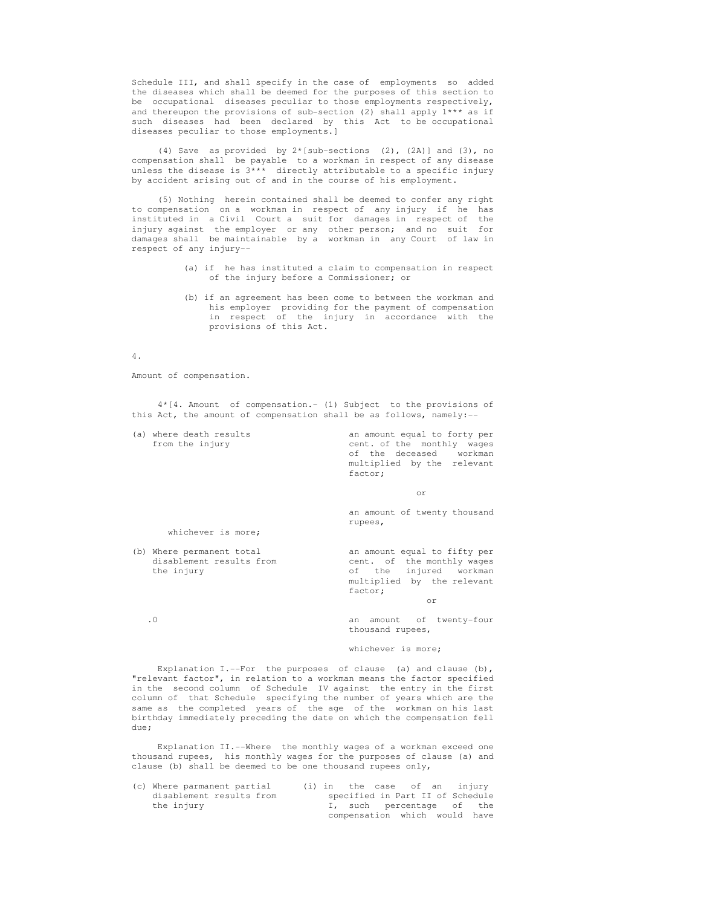Schedule III, and shall specify in the case of employments so added the diseases which shall be deemed for the purposes of this section to be occupational diseases peculiar to those employments respectively, and thereupon the provisions of sub-section (2) shall apply 1*** as if such diseases had been declared by this Act to be occupational diseases peculiar to those employments.]

(4) Save as provided by 2*[sub-sections (2), (2A)] and (3), no compensation shall be payable to a workman in respect of any disease unless the disease is 3*** directly attributable to a specific injury by accident arising out of and in the course of his employment.

(5) Nothing herein contained shall be deemed to confer any right to compensation on a workman in respect of any injury if he has instituted in a Civil Court a suit for damages in respect of the injury against the employer or any other person; and no suit for damages shall be maintainable by a workman in any Court of law in respect of any injury--

(a) if he has instituted a claim to compensation in respect of the injury before a Commissioner; or

(b) if an agreement has been come to between the workman and his employer providing for the payment of compensation in respect of the injury in accordance with the provisions of this Act.

4.

Amount of compensation.

4*[4. Amount of compensation.- (1) Subject to the provisions of this Act, the amount of compensation shall be as follows, namely:--

| | |
|---|---|
| (a) where death results from the injury | an amount equal to forty per cent. of the monthly wages of the deceased workman multiplied by the relevant factor; |
| | or |
| | an amount of twenty thousand rupees, |
| whichever is more; | |
| (b) Where permanent total disablement results from the injury | an amount equal to fifty per cent. of the monthly wages of the injured workman multiplied by the relevant factor; |
| | or |
| .0 | an amount of twenty-four thousand rupees, |
| | whichever is more; |

Explanation I.--For the purposes of clause (a) and clause (b), "relevant factor", in relation to a workman means the factor specified in the second column of Schedule IV against the entry in the first column of that Schedule specifying the number of years which are the same as the completed years of the age of the workman on his last birthday immediately preceding the date on which the compensation fell due;

Explanation II.--Where the monthly wages of a workman exceed one thousand rupees, his monthly wages for the purposes of clause (a) and clause (b) shall be deemed to be one thousand rupees only,

| | |
|---|---|
| (c) Where parmanent partial disablement results from the injury | (i) in the case of an injury specified in Part II of Schedule I, such percentage of the compensation which would have |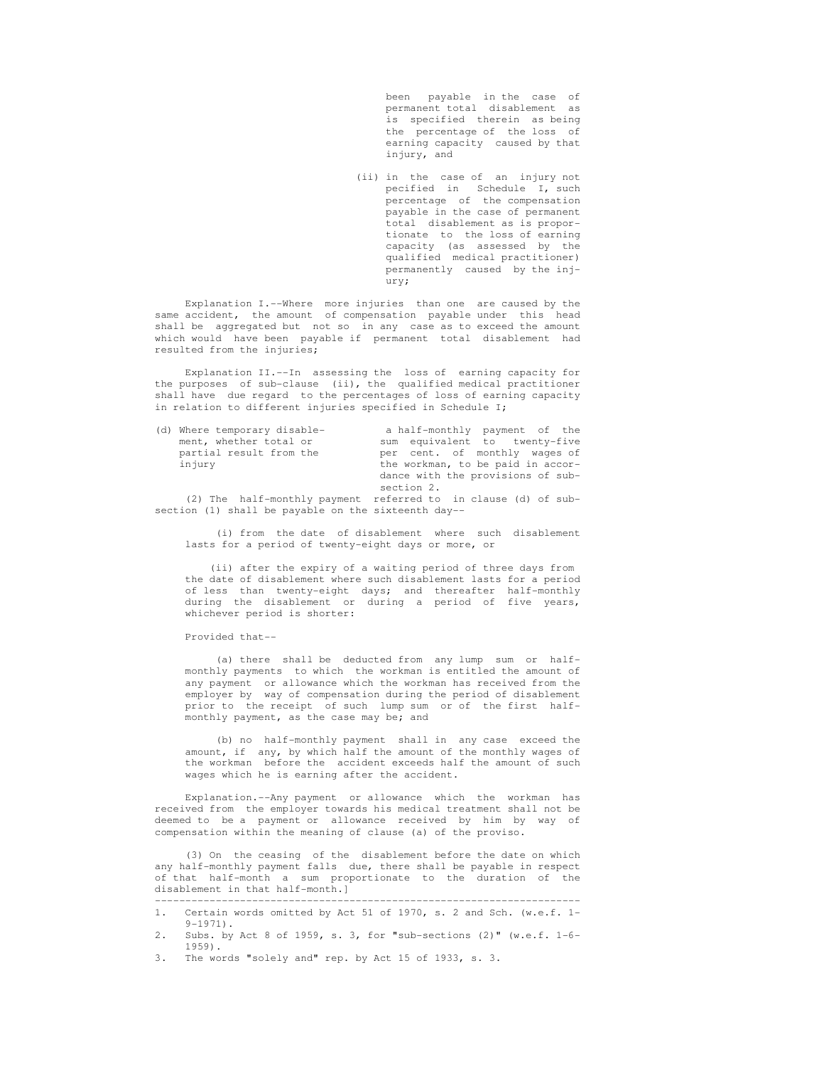been payable in the case of permanent total disablement as is specified therein as being the percentage of the loss of earning capacity caused by that injury, and

(ii) in the case of an injury not pecified in Schedule I, such percentage of the compensation payable in the case of permanent total disablement as is proportionate to the loss of earning capacity (as assessed by the qualified medical practitioner) permanently caused by the injury;

Explanation I.--Where more injuries than one are caused by the same accident, the amount of compensation payable under this head shall be aggregated but not so in any case as to exceed the amount which would have been payable if permanent total disablement had resulted from the injuries;

Explanation II.--In assessing the loss of earning capacity for the purposes of sub-clause (ii), the qualified medical practitioner shall have due regard to the percentages of loss of earning capacity in relation to different injuries specified in Schedule I;

(d) Where temporary disablement, whether total or partial result from the injury — a half-monthly payment of the sum equivalent to twenty-five per cent. of monthly wages of the workman, to be paid in accordance with the provisions of sub-section 2.

(2) The half-monthly payment referred to in clause (d) of sub-section (1) shall be payable on the sixteenth day--

(i) from the date of disablement where such disablement lasts for a period of twenty-eight days or more, or

(ii) after the expiry of a waiting period of three days from the date of disablement where such disablement lasts for a period of less than twenty-eight days; and thereafter half-monthly during the disablement or during a period of five years, whichever period is shorter:

Provided that--

(a) there shall be deducted from any lump sum or half-monthly payments to which the workman is entitled the amount of any payment or allowance which the workman has received from the employer by way of compensation during the period of disablement prior to the receipt of such lump sum or of the first half-monthly payment, as the case may be; and

(b) no half-monthly payment shall in any case exceed the amount, if any, by which half the amount of the monthly wages of the workman before the accident exceeds half the amount of such wages which he is earning after the accident.

Explanation.--Any payment or allowance which the workman has received from the employer towards his medical treatment shall not be deemed to be a payment or allowance received by him by way of compensation within the meaning of clause (a) of the proviso.

(3) On the ceasing of the disablement before the date on which any half-monthly payment falls due, there shall be payable in respect of that half-month a sum proportionate to the duration of the disablement in that half-month.]

---

1. Certain words omitted by Act 51 of 1970, s. 2 and Sch. (w.e.f. 1-9-1971).
2. Subs. by Act 8 of 1959, s. 3, for "sub-sections (2)" (w.e.f. 1-6-1959).
3. The words "solely and" rep. by Act 15 of 1933, s. 3.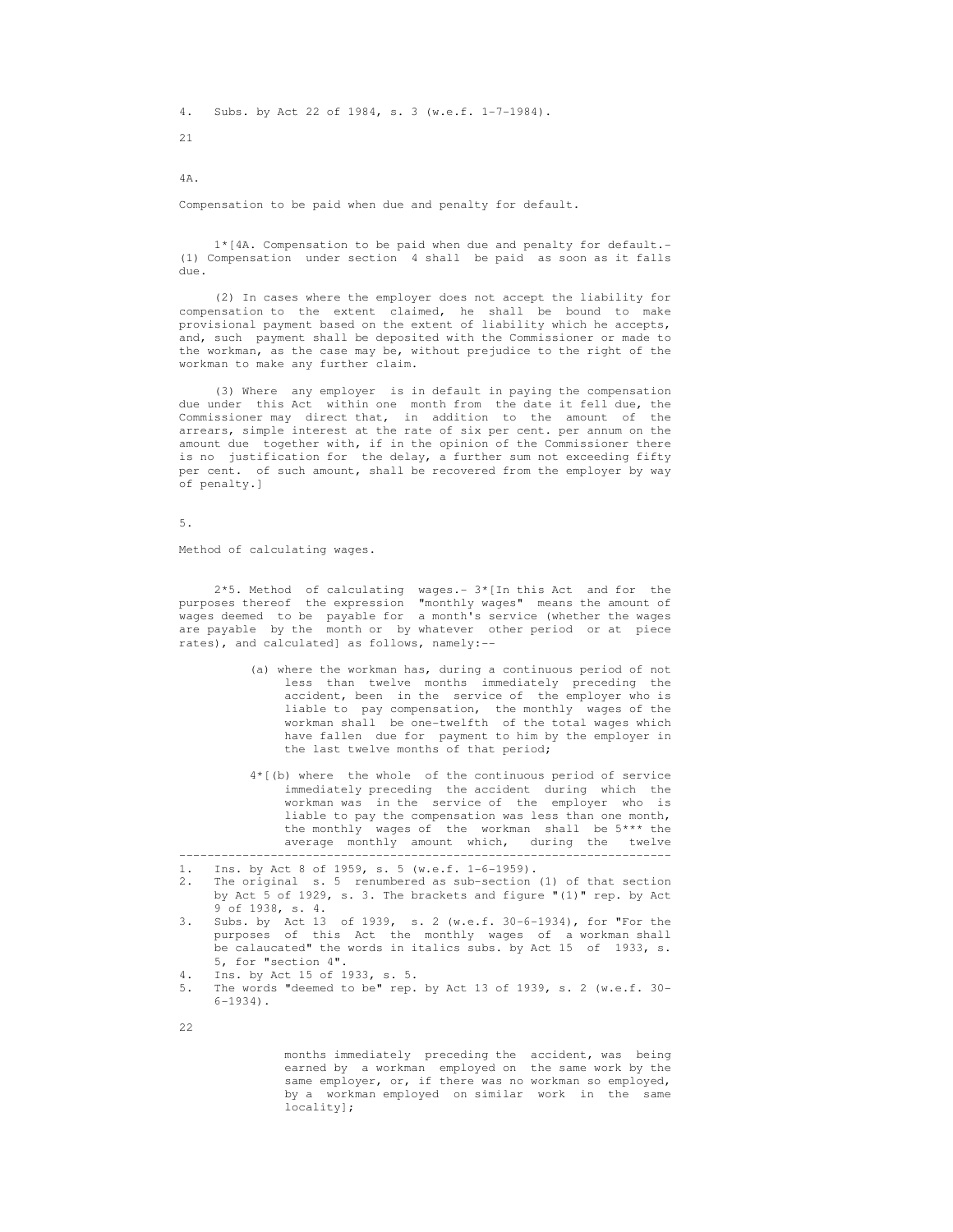4. Subs. by Act 22 of 1984, s. 3 (w.e.f. 1-7-1984).

### 4A.

Compensation to be paid when due and penalty for default.

1*[4A. Compensation to be paid when due and penalty for default.- (1) Compensation under section 4 shall be paid as soon as it falls due.

(2) In cases where the employer does not accept the liability for compensation to the extent claimed, he shall be bound to make provisional payment based on the extent of liability which he accepts, and, such payment shall be deposited with the Commissioner or made to the workman, as the case may be, without prejudice to the right of the workman to make any further claim.

(3) Where any employer is in default in paying the compensation due under this Act within one month from the date it fell due, the Commissioner may direct that, in addition to the amount of the arrears, simple interest at the rate of six per cent. per annum on the amount due together with, if in the opinion of the Commissioner there is no justification for the delay, a further sum not exceeding fifty per cent. of such amount, shall be recovered from the employer by way of penalty.]

### 5.

Method of calculating wages.

2*5. Method of calculating wages.- 3*[In this Act and for the purposes thereof the expression "monthly wages" means the amount of wages deemed to be payable for a month's service (whether the wages are payable by the month or by whatever other period or at piece rates), and calculated] as follows, namely:--

(a) where the workman has, during a continuous period of not less than twelve months immediately preceding the accident, been in the service of the employer who is liable to pay compensation, the monthly wages of the workman shall be one-twelfth of the total wages which have fallen due for payment to him by the employer in the last twelve months of that period;

4*[(b) where the whole of the continuous period of service immediately preceding the accident during which the workman was in the service of the employer who is liable to pay the compensation was less than one month, the monthly wages of the workman shall be 5*** the average monthly amount which, during the twelve months immediately preceding the accident, was being earned by a workman employed on the same work by the same employer, or, if there was no workman so employed, by a workman employed on similar work in the same locality];

---

1. Ins. by Act 8 of 1959, s. 5 (w.e.f. 1-6-1959).
2. The original s. 5 renumbered as sub-section (1) of that section by Act 5 of 1929, s. 3. The brackets and figure "(1)" rep. by Act 9 of 1938, s. 4.
3. Subs. by Act 13 of 1939, s. 2 (w.e.f. 30-6-1934), for "For the purposes of this Act the monthly wages of a workman shall be calaucated" the words in italics subs. by Act 15 of 1933, s. 5, for "section 4".
4. Ins. by Act 15 of 1933, s. 5.
5. The words "deemed to be" rep. by Act 13 of 1939, s. 2 (w.e.f. 30-6-1934).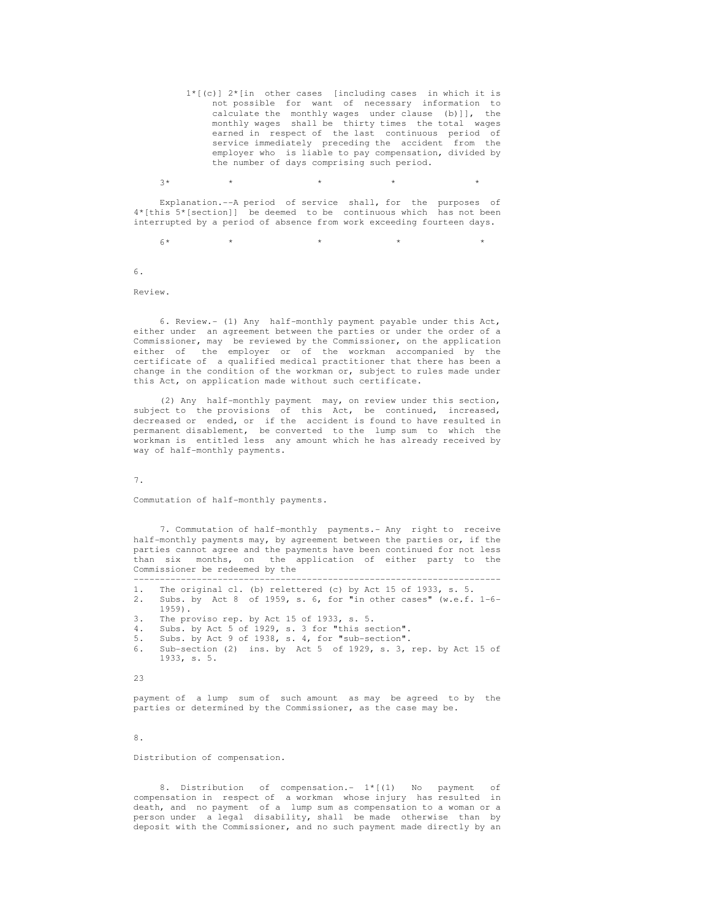1*[(c)] 2*[in other cases [including cases in which it is not possible for want of necessary information to calculate the monthly wages under clause (b)]], the monthly wages shall be thirty times the total wages earned in respect of the last continuous period of service immediately preceding the accident from the employer who is liable to pay compensation, divided by the number of days comprising such period.

3* * * * *

Explanation.--A period of service shall, for the purposes of 4*[this 5*[section]] be deemed to be continuous which has not been interrupted by a period of absence from work exceeding fourteen days.

6* * * * *

6.

Review.

6. Review.- (1) Any half-monthly payment payable under this Act, either under an agreement between the parties or under the order of a Commissioner, may be reviewed by the Commissioner, on the application either of the employer or of the workman accompanied by the certificate of a qualified medical practitioner that there has been a change in the condition of the workman or, subject to rules made under this Act, on application made without such certificate.

(2) Any half-monthly payment may, on review under this section, subject to the provisions of this Act, be continued, increased, decreased or ended, or if the accident is found to have resulted in permanent disablement, be converted to the lump sum to which the workman is entitled less any amount which he has already received by way of half-monthly payments.

7.

Commutation of half-monthly payments.

7. Commutation of half-monthly payments.- Any right to receive half-monthly payments may, by agreement between the parties or, if the parties cannot agree and the payments have been continued for not less than six months, on the application of either party to the Commissioner be redeemed by the payment of a lump sum of such amount as may be agreed to by the parties or determined by the Commissioner, as the case may be.

8.

Distribution of compensation.

8. Distribution of compensation.- 1*[(1) No payment of compensation in respect of a workman whose injury has resulted in death, and no payment of a lump sum as compensation to a woman or a person under a legal disability, shall be made otherwise than by deposit with the Commissioner, and no such payment made directly by an

---

1. The original cl. (b) relettered (c) by Act 15 of 1933, s. 5.
2. Subs. by Act 8 of 1959, s. 6, for "in other cases" (w.e.f. 1-6-1959).
3. The proviso rep. by Act 15 of 1933, s. 5.
4. Subs. by Act 5 of 1929, s. 3 for "this section".
5. Subs. by Act 9 of 1938, s. 4, for "sub-section".
6. Sub-section (2) ins. by Act 5 of 1929, s. 3, rep. by Act 15 of 1933, s. 5.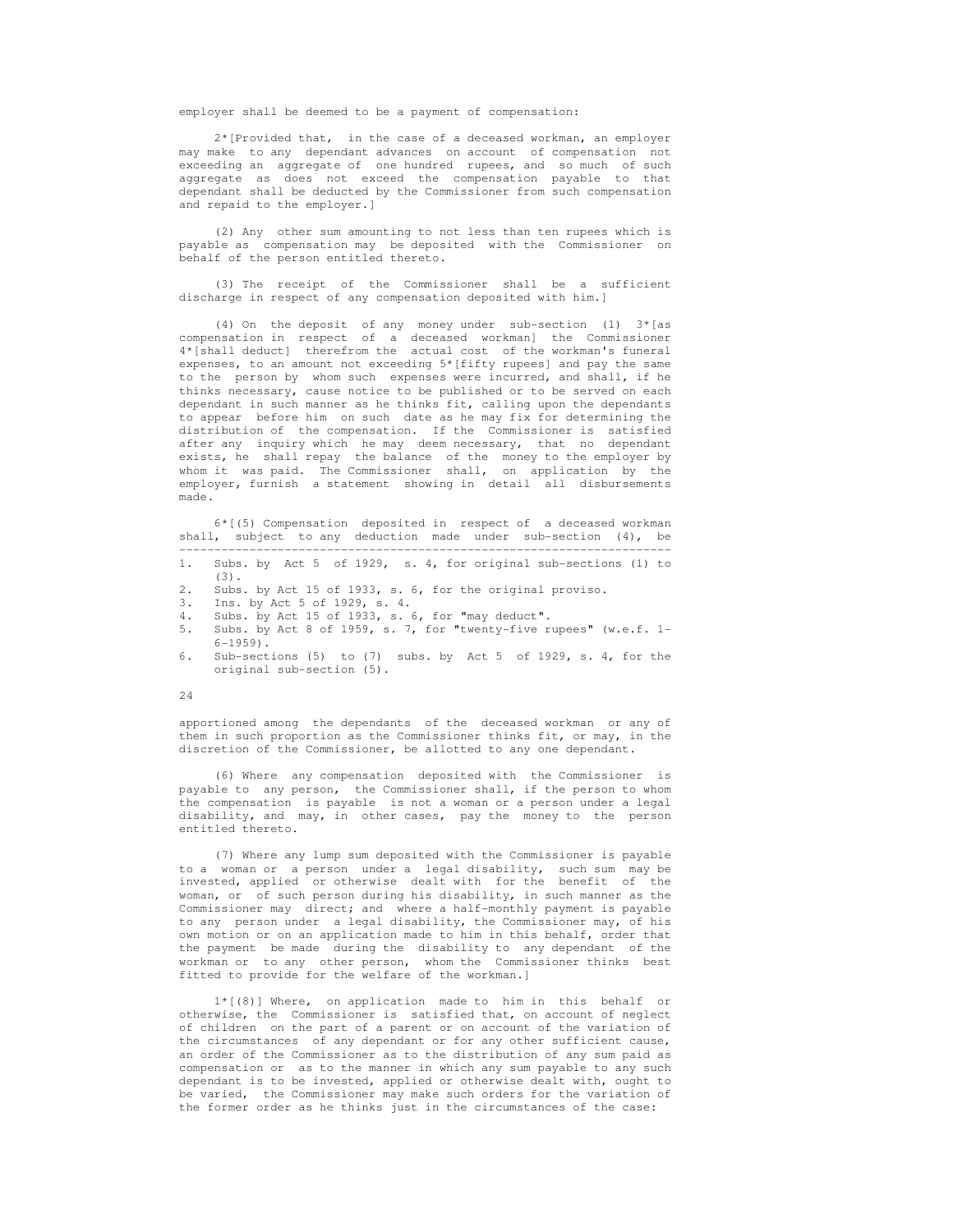employer shall be deemed to be a payment of compensation:

2*[Provided that, in the case of a deceased workman, an employer may make to any dependant advances on account of compensation not exceeding an aggregate of one hundred rupees, and so much of such aggregate as does not exceed the compensation payable to that dependant shall be deducted by the Commissioner from such compensation and repaid to the employer.]

(2) Any other sum amounting to not less than ten rupees which is payable as compensation may be deposited with the Commissioner on behalf of the person entitled thereto.

(3) The receipt of the Commissioner shall be a sufficient discharge in respect of any compensation deposited with him.]

(4) On the deposit of any money under sub-section (1) 3*[as compensation in respect of a deceased workman] the Commissioner 4*[shall deduct] therefrom the actual cost of the workman's funeral expenses, to an amount not exceeding 5*[fifty rupees] and pay the same to the person by whom such expenses were incurred, and shall, if he thinks necessary, cause notice to be published or to be served on each dependant in such manner as he thinks fit, calling upon the dependants to appear before him on such date as he may fix for determining the distribution of the compensation. If the Commissioner is satisfied after any inquiry which he may deem necessary, that no dependant exists, he shall repay the balance of the money to the employer by whom it was paid. The Commissioner shall, on application by the employer, furnish a statement showing in detail all disbursements made.

6*[(5) Compensation deposited in respect of a deceased workman shall, subject to any deduction made under sub-section (4), be

---

1. Subs. by Act 5 of 1929, s. 4, for original sub-sections (1) to (3).
2. Subs. by Act 15 of 1933, s. 6, for the original proviso.
3. Ins. by Act 5 of 1929, s. 4.
4. Subs. by Act 15 of 1933, s. 6, for "may deduct".
5. Subs. by Act 8 of 1959, s. 7, for "twenty-five rupees" (w.e.f. 1-6-1959).
6. Sub-sections (5) to (7) subs. by Act 5 of 1929, s. 4, for the original sub-section (5).

apportioned among the dependants of the deceased workman or any of them in such proportion as the Commissioner thinks fit, or may, in the discretion of the Commissioner, be allotted to any one dependant.

(6) Where any compensation deposited with the Commissioner is payable to any person, the Commissioner shall, if the person to whom the compensation is payable is not a woman or a person under a legal disability, and may, in other cases, pay the money to the person entitled thereto.

(7) Where any lump sum deposited with the Commissioner is payable to a woman or a person under a legal disability, such sum may be invested, applied or otherwise dealt with for the benefit of the woman, or of such person during his disability, in such manner as the Commissioner may direct; and where a half-monthly payment is payable to any person under a legal disability, the Commissioner may, of his own motion or on an application made to him in this behalf, order that the payment be made during the disability to any dependant of the workman or to any other person, whom the Commissioner thinks best fitted to provide for the welfare of the workman.]

1*[(8)] Where, on application made to him in this behalf or otherwise, the Commissioner is satisfied that, on account of neglect of children on the part of a parent or on account of the variation of the circumstances of any dependant or for any other sufficient cause, an order of the Commissioner as to the distribution of any sum paid as compensation or as to the manner in which any sum payable to any such dependant is to be invested, applied or otherwise dealt with, ought to be varied, the Commissioner may make such orders for the variation of the former order as he thinks just in the circumstances of the case: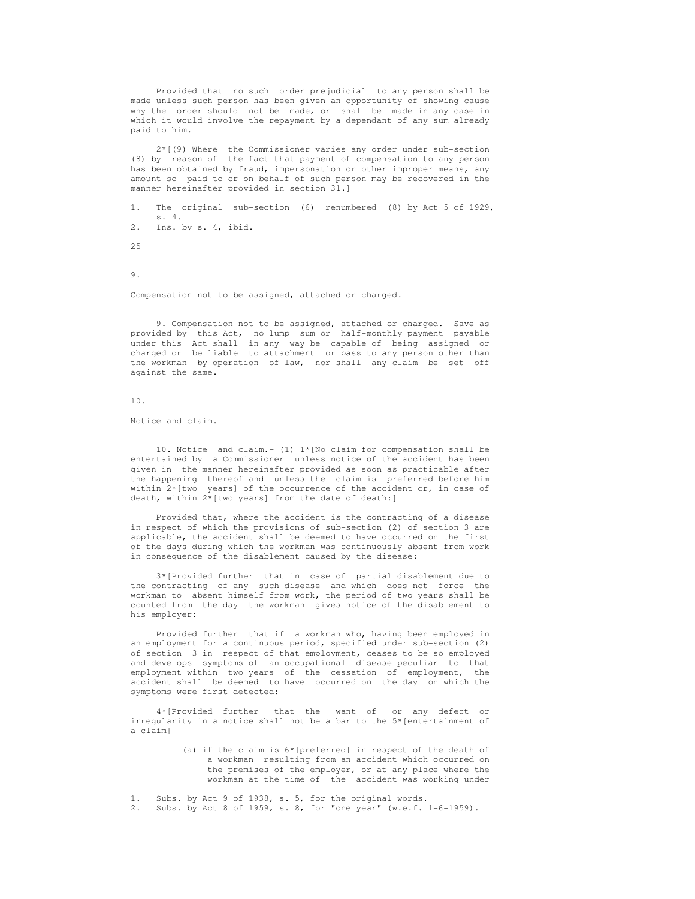Provided that no such order prejudicial to any person shall be made unless such person has been given an opportunity of showing cause why the order should not be made, or shall be made in any case in which it would involve the repayment by a dependant of any sum already paid to him.

2*[(9) Where the Commissioner varies any order under sub-section (8) by reason of the fact that payment of compensation to any person has been obtained by fraud, impersonation or other improper means, any amount so paid to or on behalf of such person may be recovered in the manner hereinafter provided in section 31.]

---

1. The original sub-section (6) renumbered (8) by Act 5 of 1929, s. 4.
2. Ins. by s. 4, ibid.

9.

Compensation not to be assigned, attached or charged.

9. Compensation not to be assigned, attached or charged.- Save as provided by this Act, no lump sum or half-monthly payment payable under this Act shall in any way be capable of being assigned or charged or be liable to attachment or pass to any person other than the workman by operation of law, nor shall any claim be set off against the same.

10.

Notice and claim.

10. Notice and claim.- (1) 1*[No claim for compensation shall be entertained by a Commissioner unless notice of the accident has been given in the manner hereinafter provided as soon as practicable after the happening thereof and unless the claim is preferred before him within 2*[two years] of the occurrence of the accident or, in case of death, within 2*[two years] from the date of death:]

Provided that, where the accident is the contracting of a disease in respect of which the provisions of sub-section (2) of section 3 are applicable, the accident shall be deemed to have occurred on the first of the days during which the workman was continuously absent from work in consequence of the disablement caused by the disease:

3*[Provided further that in case of partial disablement due to the contracting of any such disease and which does not force the workman to absent himself from work, the period of two years shall be counted from the day the workman gives notice of the disablement to his employer:

Provided further that if a workman who, having been employed in an employment for a continuous period, specified under sub-section (2) of section 3 in respect of that employment, ceases to be so employed and develops symptoms of an occupational disease peculiar to that employment within two years of the cessation of employment, the accident shall be deemed to have occurred on the day on which the symptoms were first detected:]

4*[Provided further that the want of or any defect or irregularity in a notice shall not be a bar to the 5*[entertainment of a claim]--

(a) if the claim is 6*[preferred] in respect of the death of a workman resulting from an accident which occurred on the premises of the employer, or at any place where the workman at the time of the accident was working under

---

1. Subs. by Act 9 of 1938, s. 5, for the original words.
2. Subs. by Act 8 of 1959, s. 8, for "one year" (w.e.f. 1-6-1959).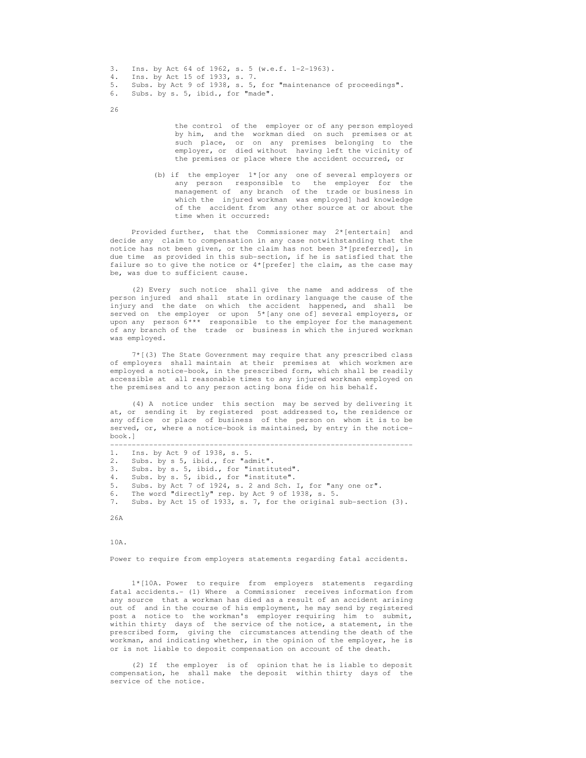3. Ins. by Act 64 of 1962, s. 5 (w.e.f. 1-2-1963).
4. Ins. by Act 15 of 1933, s. 7.
5. Subs. by Act 9 of 1938, s. 5, for "maintenance of proceedings".
6. Subs. by s. 5, ibid., for "made".

the control of the employer or of any person employed by him, and the workman died on such premises or at such place, or on any premises belonging to the employer, or died without having left the vicinity of the premises or place where the accident occurred, or

(b) if the employer 1*[or any one of several employers or any person responsible to the employer for the management of any branch of the trade or business in which the injured workman was employed] had knowledge of the accident from any other source at or about the time when it occurred:

Provided further, that the Commissioner may 2*[entertain] and decide any claim to compensation in any case notwithstanding that the notice has not been given, or the claim has not been 3*[preferred], in due time as provided in this sub-section, if he is satisfied that the failure so to give the notice or 4*[prefer] the claim, as the case may be, was due to sufficient cause.

(2) Every such notice shall give the name and address of the person injured and shall state in ordinary language the cause of the injury and the date on which the accident happened, and shall be served on the employer or upon 5*[any one of] several employers, or upon any person 6*** responsible to the employer for the management of any branch of the trade or business in which the injured workman was employed.

7*[(3) The State Government may require that any prescribed class of employers shall maintain at their premises at which workmen are employed a notice-book, in the prescribed form, which shall be readily accessible at all reasonable times to any injured workman employed on the premises and to any person acting bona fide on his behalf.

(4) A notice under this section may be served by delivering it at, or sending it by registered post addressed to, the residence or any office or place of business of the person on whom it is to be served, or, where a notice-book is maintained, by entry in the notice-book.]

---

1. Ins. by Act 9 of 1938, s. 5.
2. Subs. by s 5, ibid., for "admit".
3. Subs. by s. 5, ibid., for "instituted".
4. Subs. by s. 5, ibid., for "institute".
5. Subs. by Act 7 of 1924, s. 2 and Sch. I, for "any one or".
6. The word "directly" rep. by Act 9 of 1938, s. 5.
7. Subs. by Act 15 of 1933, s. 7, for the original sub-section (3).

26A

10A.

Power to require from employers statements regarding fatal accidents.

1*[10A. Power to require from employers statements regarding fatal accidents.- (1) Where a Commissioner receives information from any source that a workman has died as a result of an accident arising out of and in the course of his employment, he may send by registered post a notice to the workman's employer requiring him to submit, within thirty days of the service of the notice, a statement, in the prescribed form, giving the circumstances attending the death of the workman, and indicating whether, in the opinion of the employer, he is or is not liable to deposit compensation on account of the death.

(2) If the employer is of opinion that he is liable to deposit compensation, he shall make the deposit within thirty days of the service of the notice.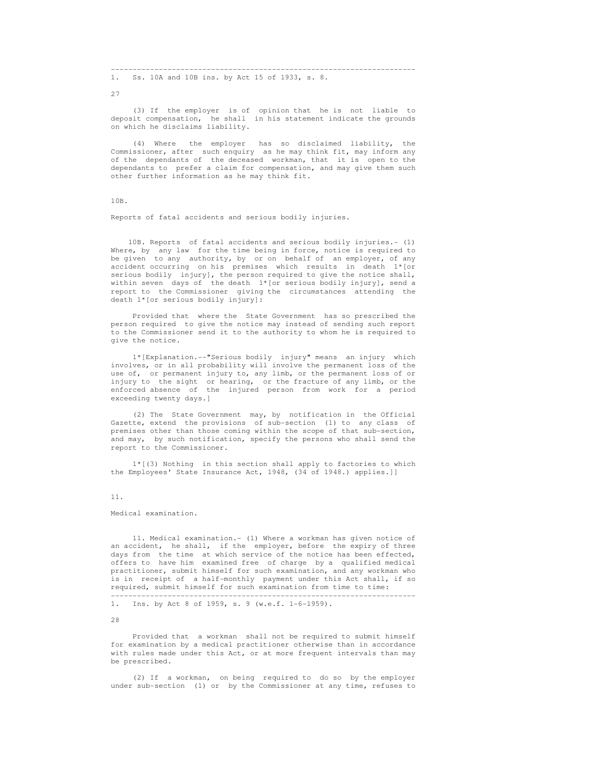---

1. Ss. 10A and 10B ins. by Act 15 of 1933, s. 8.

(3) If the employer is of opinion that he is not liable to deposit compensation, he shall in his statement indicate the grounds on which he disclaims liability.

(4) Where the employer has so disclaimed liability, the Commissioner, after such enquiry as he may think fit, may inform any of the dependants of the deceased workman, that it is open to the dependants to prefer a claim for compensation, and may give them such other further information as he may think fit.

10B.

Reports of fatal accidents and serious bodily injuries.

10B. Reports of fatal accidents and serious bodily injuries.- (1) Where, by any law for the time being in force, notice is required to be given to any authority, by or on behalf of an employer, of any accident occurring on his premises which results in death 1*[or serious bodily injury], the person required to give the notice shall, within seven days of the death 1*[or serious bodily injury], send a report to the Commissioner giving the circumstances attending the death 1*[or serious bodily injury]:

Provided that where the State Government has so prescribed the person required to give the notice may instead of sending such report to the Commissioner send it to the authority to whom he is required to give the notice.

1*[Explanation.--"Serious bodily injury" means an injury which involves, or in all probability will involve the permanent loss of the use of, or permanent injury to, any limb, or the permanent loss of or injury to the sight or hearing, or the fracture of any limb, or the enforced absence of the injured person from work for a period exceeding twenty days.]

(2) The State Government may, by notification in the Official Gazette, extend the provisions of sub-section (1) to any class of premises other than those coming within the scope of that sub-section, and may, by such notification, specify the persons who shall send the report to the Commissioner.

1*[(3) Nothing in this section shall apply to factories to which the Employees' State Insurance Act, 1948, (34 of 1948.) applies.]]

11.

Medical examination.

11. Medical examination.- (1) Where a workman has given notice of an accident, he shall, if the employer, before the expiry of three days from the time at which service of the notice has been effected, offers to have him examined free of charge by a qualified medical practitioner, submit himself for such examination, and any workman who is in receipt of a half-monthly payment under this Act shall, if so required, submit himself for such examination from time to time:

---

1. Ins. by Act 8 of 1959, s. 9 (w.e.f. 1-6-1959).

Provided that a workman shall not be required to submit himself for examination by a medical practitioner otherwise than in accordance with rules made under this Act, or at more frequent intervals than may be prescribed.

(2) If a workman, on being required to do so by the employer under sub-section (1) or by the Commissioner at any time, refuses to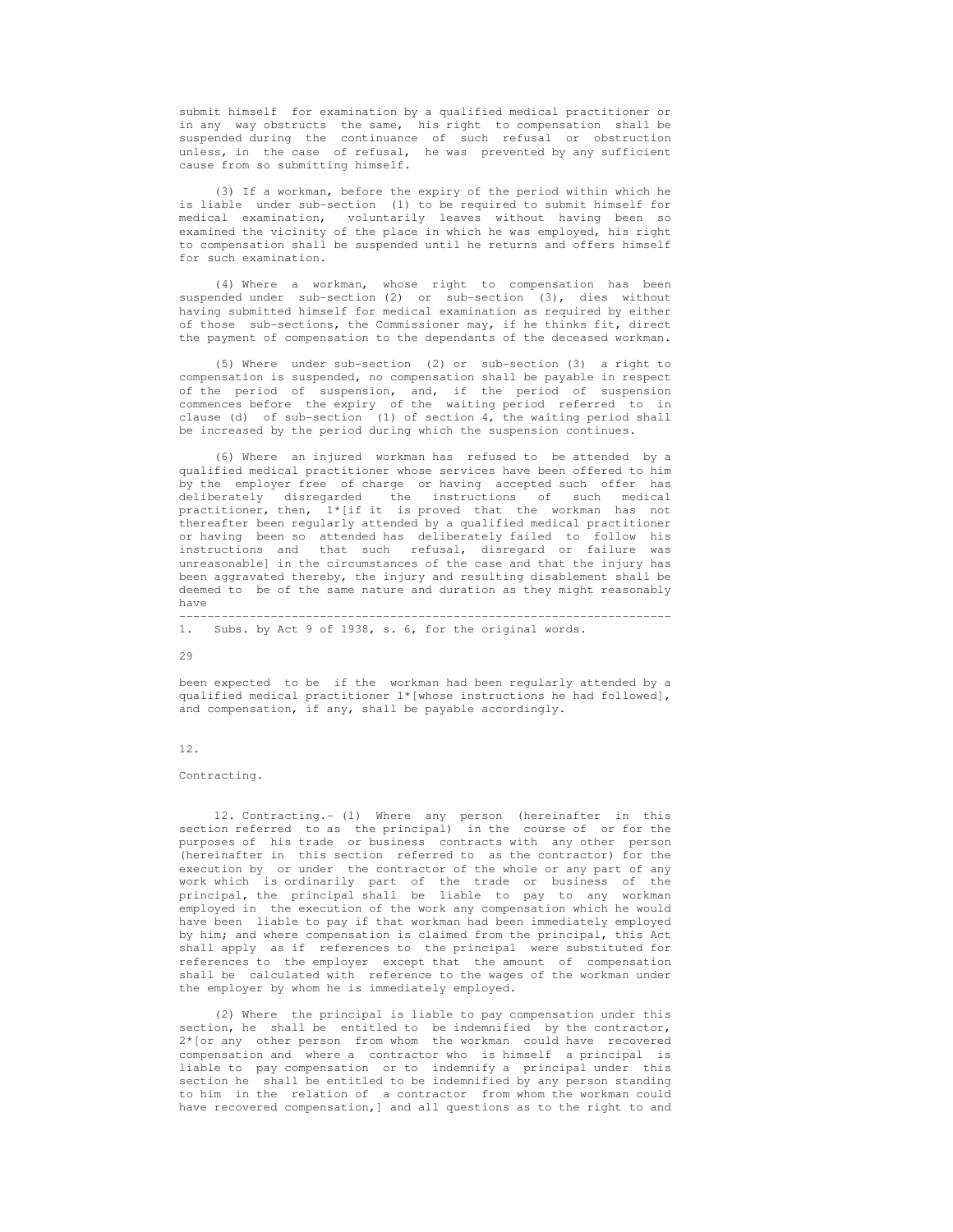submit himself for examination by a qualified medical practitioner or in any way obstructs the same, his right to compensation shall be suspended during the continuance of such refusal or obstruction unless, in the case of refusal, he was prevented by any sufficient cause from so submitting himself.

(3) If a workman, before the expiry of the period within which he is liable under sub-section (1) to be required to submit himself for medical examination, voluntarily leaves without having been so examined the vicinity of the place in which he was employed, his right to compensation shall be suspended until he returns and offers himself for such examination.

(4) Where a workman, whose right to compensation has been suspended under sub-section (2) or sub-section (3), dies without having submitted himself for medical examination as required by either of those sub-sections, the Commissioner may, if he thinks fit, direct the payment of compensation to the dependants of the deceased workman.

(5) Where under sub-section (2) or sub-section (3) a right to compensation is suspended, no compensation shall be payable in respect of the period of suspension, and, if the period of suspension commences before the expiry of the waiting period referred to in clause (d) of sub-section (1) of section 4, the waiting period shall be increased by the period during which the suspension continues.

(6) Where an injured workman has refused to be attended by a qualified medical practitioner whose services have been offered to him by the employer free of charge or having accepted such offer has deliberately disregarded the instructions of such medical practitioner, then, 1*[if it is proved that the workman has not thereafter been regularly attended by a qualified medical practitioner or having been so attended has deliberately failed to follow his instructions and that such refusal, disregard or failure was unreasonable] in the circumstances of the case and that the injury has been aggravated thereby, the injury and resulting disablement shall be deemed to be of the same nature and duration as they might reasonably have

---

1. Subs. by Act 9 of 1938, s. 6, for the original words.

been expected to be if the workman had been regularly attended by a qualified medical practitioner 1*[whose instructions he had followed], and compensation, if any, shall be payable accordingly.

12.

Contracting.

12. Contracting.- (1) Where any person (hereinafter in this section referred to as the principal) in the course of or for the purposes of his trade or business contracts with any other person (hereinafter in this section referred to as the contractor) for the execution by or under the contractor of the whole or any part of any work which is ordinarily part of the trade or business of the principal, the principal shall be liable to pay to any workman employed in the execution of the work any compensation which he would have been liable to pay if that workman had been immediately employed by him; and where compensation is claimed from the principal, this Act shall apply as if references to the principal were substituted for references to the employer except that the amount of compensation shall be calculated with reference to the wages of the workman under the employer by whom he is immediately employed.

(2) Where the principal is liable to pay compensation under this section, he shall be entitled to be indemnified by the contractor, 2*[or any other person from whom the workman could have recovered compensation and where a contractor who is himself a principal is liable to pay compensation or to indemnify a principal under this section he shall be entitled to be indemnified by any person standing to him in the relation of a contractor from whom the workman could have recovered compensation,] and all questions as to the right to and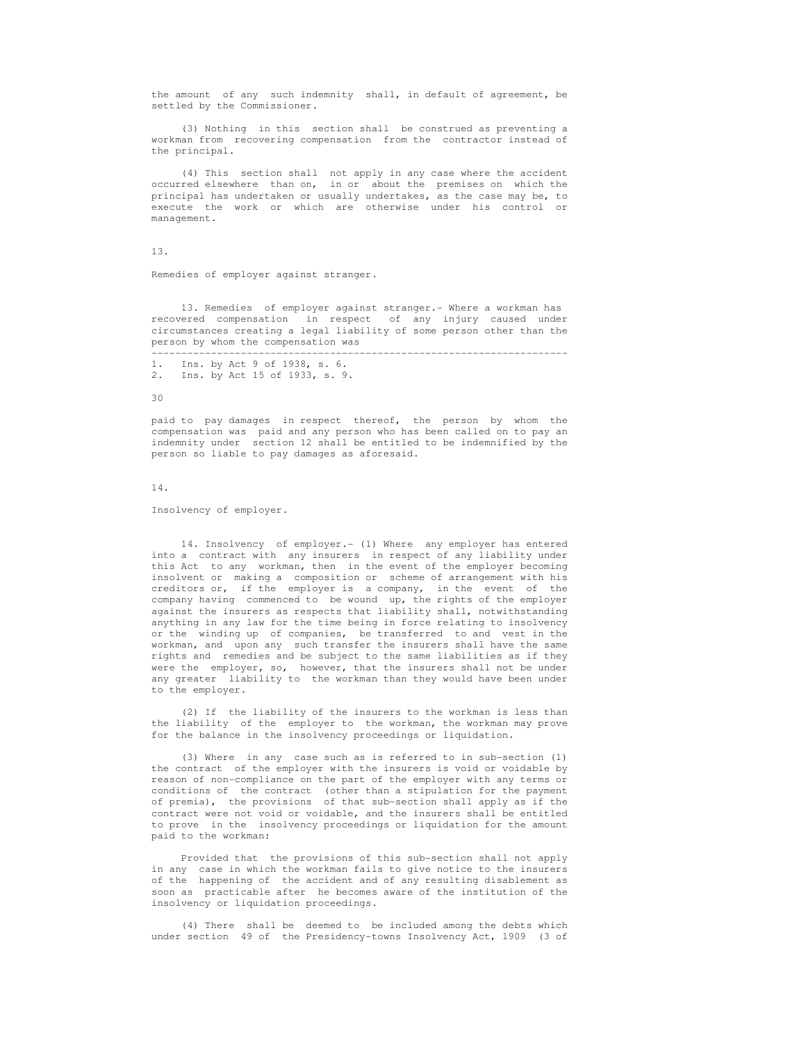the amount of any such indemnity shall, in default of agreement, be settled by the Commissioner.

(3) Nothing in this section shall be construed as preventing a workman from recovering compensation from the contractor instead of the principal.

(4) This section shall not apply in any case where the accident occurred elsewhere than on, in or about the premises on which the principal has undertaken or usually undertakes, as the case may be, to execute the work or which are otherwise under his control or management.

13.

Remedies of employer against stranger.

13. Remedies of employer against stranger.- Where a workman has recovered compensation in respect of any injury caused under circumstances creating a legal liability of some person other than the person by whom the compensation was

---

1. Ins. by Act 9 of 1938, s. 6.
2. Ins. by Act 15 of 1933, s. 9.

paid to pay damages in respect thereof, the person by whom the compensation was paid and any person who has been called on to pay an indemnity under section 12 shall be entitled to be indemnified by the person so liable to pay damages as aforesaid.

14.

Insolvency of employer.

14. Insolvency of employer.- (1) Where any employer has entered into a contract with any insurers in respect of any liability under this Act to any workman, then in the event of the employer becoming insolvent or making a composition or scheme of arrangement with his creditors or, if the employer is a company, in the event of the company having commenced to be wound up, the rights of the employer against the insurers as respects that liability shall, notwithstanding anything in any law for the time being in force relating to insolvency or the winding up of companies, be transferred to and vest in the workman, and upon any such transfer the insurers shall have the same rights and remedies and be subject to the same liabilities as if they were the employer, so, however, that the insurers shall not be under any greater liability to the workman than they would have been under to the employer.

(2) If the liability of the insurers to the workman is less than the liability of the employer to the workman, the workman may prove for the balance in the insolvency proceedings or liquidation.

(3) Where in any case such as is referred to in sub-section (1) the contract of the employer with the insurers is void or voidable by reason of non-compliance on the part of the employer with any terms or conditions of the contract (other than a stipulation for the payment of premia), the provisions of that sub-section shall apply as if the contract were not void or voidable, and the insurers shall be entitled to prove in the insolvency proceedings or liquidation for the amount paid to the workman:

Provided that the provisions of this sub-section shall not apply in any case in which the workman fails to give notice to the insurers of the happening of the accident and of any resulting disablement as soon as practicable after he becomes aware of the institution of the insolvency or liquidation proceedings.

(4) There shall be deemed to be included among the debts which under section 49 of the Presidency-towns Insolvency Act, 1909 (3 of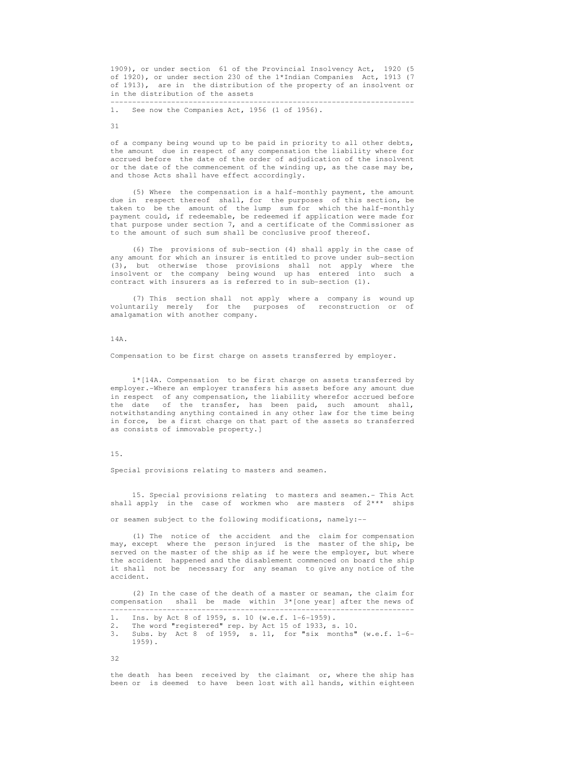1909), or under section 61 of the Provincial Insolvency Act, 1920 (5 of 1920), or under section 230 of the 1*Indian Companies Act, 1913 (7 of 1913), are in the distribution of the property of an insolvent or in the distribution of the assets

---

1. See now the Companies Act, 1956 (1 of 1956).

of a company being wound up to be paid in priority to all other debts, the amount due in respect of any compensation the liability where for accrued before the date of the order of adjudication of the insolvent or the date of the commencement of the winding up, as the case may be, and those Acts shall have effect accordingly.

(5) Where the compensation is a half-monthly payment, the amount due in respect thereof shall, for the purposes of this section, be taken to be the amount of the lump sum for which the half-monthly payment could, if redeemable, be redeemed if application were made for that purpose under section 7, and a certificate of the Commissioner as to the amount of such sum shall be conclusive proof thereof.

(6) The provisions of sub-section (4) shall apply in the case of any amount for which an insurer is entitled to prove under sub-section (3), but otherwise those provisions shall not apply where the insolvent or the company being wound up has entered into such a contract with insurers as is referred to in sub-section (1).

(7) This section shall not apply where a company is wound up voluntarily merely for the purposes of reconstruction or of amalgamation with another company.

14A.

Compensation to be first charge on assets transferred by employer.

1*[14A. Compensation to be first charge on assets transferred by employer.-Where an employer transfers his assets before any amount due in respect of any compensation, the liability wherefor accrued before the date of the transfer, has been paid, such amount shall, notwithstanding anything contained in any other law for the time being in force, be a first charge on that part of the assets so transferred as consists of immovable property.]

15.

Special provisions relating to masters and seamen.

15. Special provisions relating to masters and seamen.- This Act shall apply in the case of workmen who are masters of 2*** ships or seamen subject to the following modifications, namely:--

(1) The notice of the accident and the claim for compensation may, except where the person injured is the master of the ship, be served on the master of the ship as if he were the employer, but where the accident happened and the disablement commenced on board the ship it shall not be necessary for any seaman to give any notice of the accident.

(2) In the case of the death of a master or seaman, the claim for compensation shall be made within 3*[one year] after the news of

---

1. Ins. by Act 8 of 1959, s. 10 (w.e.f. 1-6-1959).
2. The word "registered" rep. by Act 15 of 1933, s. 10.
3. Subs. by Act 8 of 1959, s. 11, for "six months" (w.e.f. 1-6-1959).

the death has been received by the claimant or, where the ship has been or is deemed to have been lost with all hands, within eighteen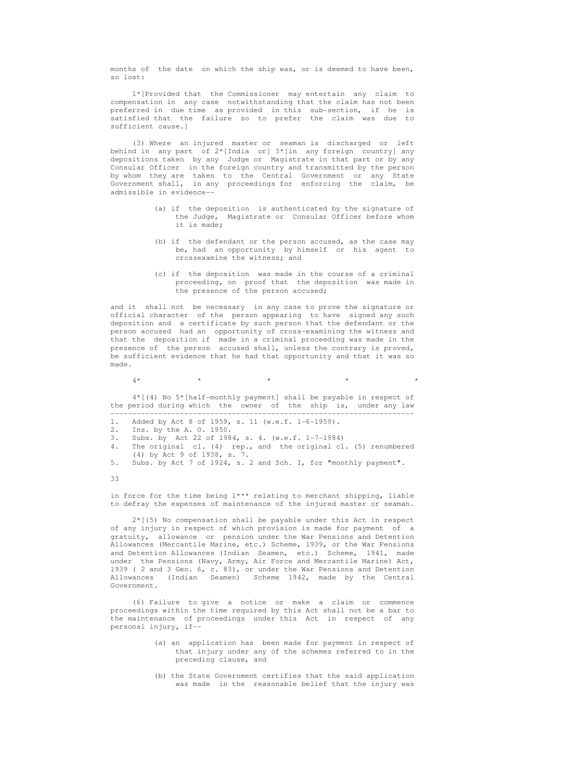months of the date on which the ship was, or is deemed to have been, so lost:

1*[Provided that the Commissioner may entertain any claim to compensation in any case notwithstanding that the claim has not been preferred in due time as provided in this sub-section, if he is satisfied that the failure so to prefer the claim was due to sufficient cause.]

(3) Where an injured master or seaman is discharged or left behind in any part of 2*[India or] 3*[in any foreign country] any depositions taken by any Judge or Magistrate in that part or by any Consular Officer in the foreign country and transmitted by the person by whom they are taken to the Central Government or any State Government shall, in any proceedings for enforcing the claim, be admissible in evidence--

(a) if the deposition is authenticated by the signature of the Judge, Magistrate or Consular Officer before whom it is made;

(b) if the defendant or the person accused, as the case may be, had an opportunity by himself or his agent to crossexamine the witness; and

(c) if the deposition was made in the course of a criminal proceeding, on proof that the deposition was made in the presence of the person accused;

and it shall not be necessary in any case to prove the signature or official character of the person appearing to have signed any such deposition and a certificate by such person that the defendant or the person accused had an opportunity of cross-examining the witness and that the deposition if made in a criminal proceeding was made in the presence of the person accused shall, unless the contrary is proved, be sufficient evidence that he had that opportunity and that it was so made.

4* * * * *

4*[(4) No 5*[half-monthly payment] shall be payable in respect of the period during which the owner of the ship is, under any law in force for the time being 1*** relating to merchant shipping, liable to defray the expenses of maintenance of the injured master or seaman.

2*[(5) No compensation shall be payable under this Act in respect of any injury in respect of which provision is made for payment of a gratuity, allowance or pension under the War Pensions and Detention Allowances (Mercantile Marine, etc.) Scheme, 1939, or the War Pensions and Detention Allowances (Indian Seamen, etc.) Scheme, 1941, made under the Pensions (Navy, Army, Air Force and Mercantile Marine) Act, 1939 ( 2 and 3 Geo. 6, c. 83), or under the War Pensions and Detention Allowances (Indian Seamen) Scheme 1942, made by the Central Government.

(6) Failure to give a notice or make a claim or commence proceedings within the time required by this Act shall not be a bar to the maintenance of proceedings under this Act in respect of any personal injury, if--

(a) an application has been made for payment in respect of that injury under any of the schemes referred to in the preceding clause, and

(b) the State Government certifies that the said application was made in the reasonable belief that the injury was

---

1. Added by Act 8 of 1959, s. 11 (w.e.f. 1-6-1959).
2. Ins. by the A. O. 1950.
3. Subs. by Act 22 of 1984, s. 4. (w.e.f. 1-7-1984)
4. The original cl. (4) rep., and the original cl. (5) renumbered (4) by Act 9 of 1938, s. 7.
5. Subs. by Act 7 of 1924, s. 2 and Sch. I, for "monthly payment".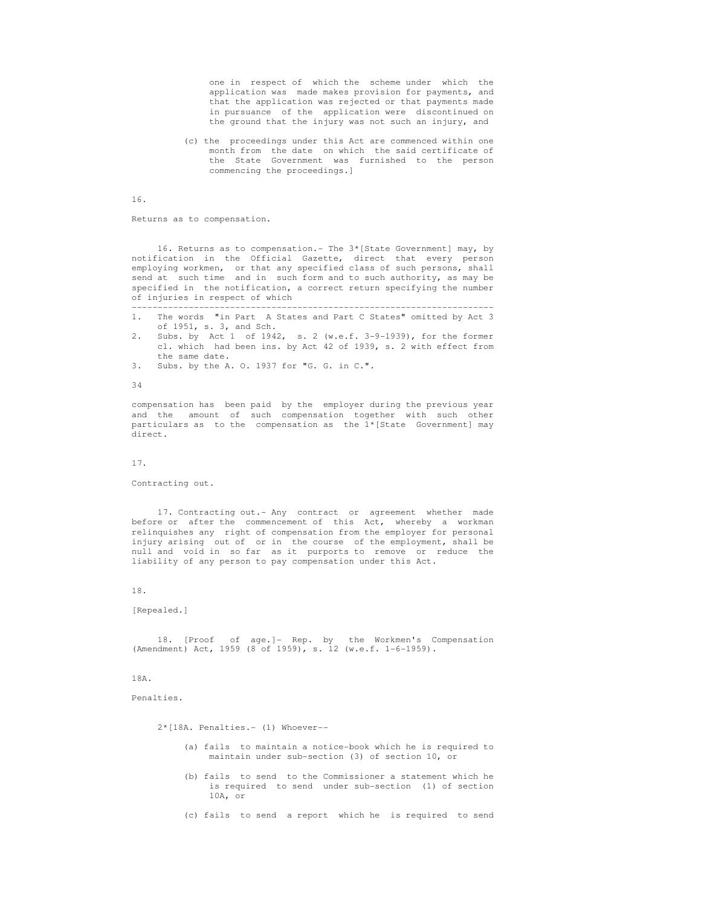one in respect of which the scheme under which the application was made makes provision for payments, and that the application was rejected or that payments made in pursuance of the application were discontinued on the ground that the injury was not such an injury, and

(c) the proceedings under this Act are commenced within one month from the date on which the said certificate of the State Government was furnished to the person commencing the proceedings.]

16.

Returns as to compensation.

16. Returns as to compensation.- The 3*[State Government] may, by notification in the Official Gazette, direct that every person employing workmen, or that any specified class of such persons, shall send at such time and in such form and to such authority, as may be specified in the notification, a correct return specifying the number of injuries in respect of which

---

1. The words "in Part A States and Part C States" omitted by Act 3 of 1951, s. 3, and Sch.
2. Subs. by Act 1 of 1942, s. 2 (w.e.f. 3-9-1939), for the former cl. which had been ins. by Act 42 of 1939, s. 2 with effect from the same date.
3. Subs. by the A. O. 1937 for "G. G. in C.".

34

compensation has been paid by the employer during the previous year and the amount of such compensation together with such other particulars as to the compensation as the 1*[State Government] may direct.

17.

Contracting out.

17. Contracting out.- Any contract or agreement whether made before or after the commencement of this Act, whereby a workman relinquishes any right of compensation from the employer for personal injury arising out of or in the course of the employment, shall be null and void in so far as it purports to remove or reduce the liability of any person to pay compensation under this Act.

18.

[Repealed.]

18. [Proof of age.]- Rep. by the Workmen's Compensation (Amendment) Act, 1959 (8 of 1959), s. 12 (w.e.f. 1-6-1959).

18A.

Penalties.

2*[18A. Penalties.- (1) Whoever--

(a) fails to maintain a notice-book which he is required to maintain under sub-section (3) of section 10, or

(b) fails to send to the Commissioner a statement which he is required to send under sub-section (1) of section 10A, or

(c) fails to send a report which he is required to send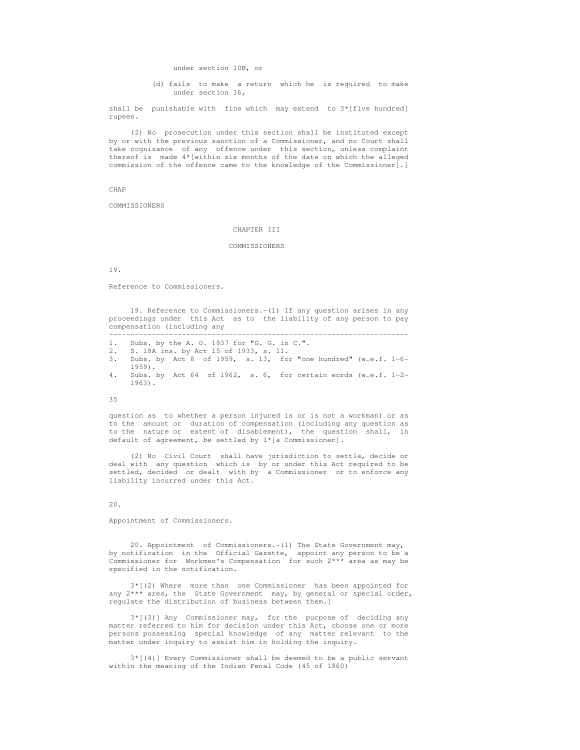under section 10B, or

(d) fails to make a return which he is required to make under section 16,

shall be punishable with fine which may extend to 3*[five hundred] rupees.

(2) No prosecution under this section shall be instituted except by or with the previous sanction of a Commissioner, and no Court shall take cognizance of any offence under this section, unless complaint thereof is made 4*[within six months of the date on which the alleged commission of the offence came to the knowledge of the Commissioner].]

CHAP

COMMISSIONERS

## CHAPTER III

## COMMISSIONERS

19.

Reference to Commissioners.

19. Reference to Commissioners.-(1) If any question arises in any proceedings under this Act as to the liability of any person to pay compensation (including any question as to whether a person injured is or is not a workman) or as to the amount or duration of compensation (including any question as to the nature or extent of disablement), the question shall, in default of agreement, be settled by 1*[a Commissioner].

(2) No Civil Court shall have jurisdiction to settle, decide or deal with any question which is by or under this Act required to be settled, decided or dealt with by a Commissioner or to enforce any liability incurred under this Act.

20.

Appointment of Commissioners.

20. Appointment of Commissioners.-(1) The State Government may, by notification in the Official Gazette, appoint any person to be a Commissioner for Workmen's Compensation for such 2*** area as may be specified in the notification.

3*[(2) Where more than one Commissioner has been appointed for any 2*** area, the State Government may, by general or special order, regulate the distribution of business between them.]

3*[(3)] Any Commissioner may, for the purpose of deciding any matter referred to him for decision under this Act, choose one or more persons possessing special knowledge of any matter relevant to the matter under inquiry to assist him in holding the inquiry.

3*[(4)] Every Commissioner shall be deemed to be a public servant within the meaning of the Indian Penal Code (45 of 1860)

---

1. Subs. by the A. O. 1937 for "G. G. in C.".
2. S. 18A ins. by Act 15 of 1933, s. 11.
3. Subs. by Act 8 of 1959, s. 13, for "one hundred" (w.e.f. 1-6-1959).
4. Subs. by Act 64 of 1962, s. 6, for certain words (w.e.f. 1-2-1963).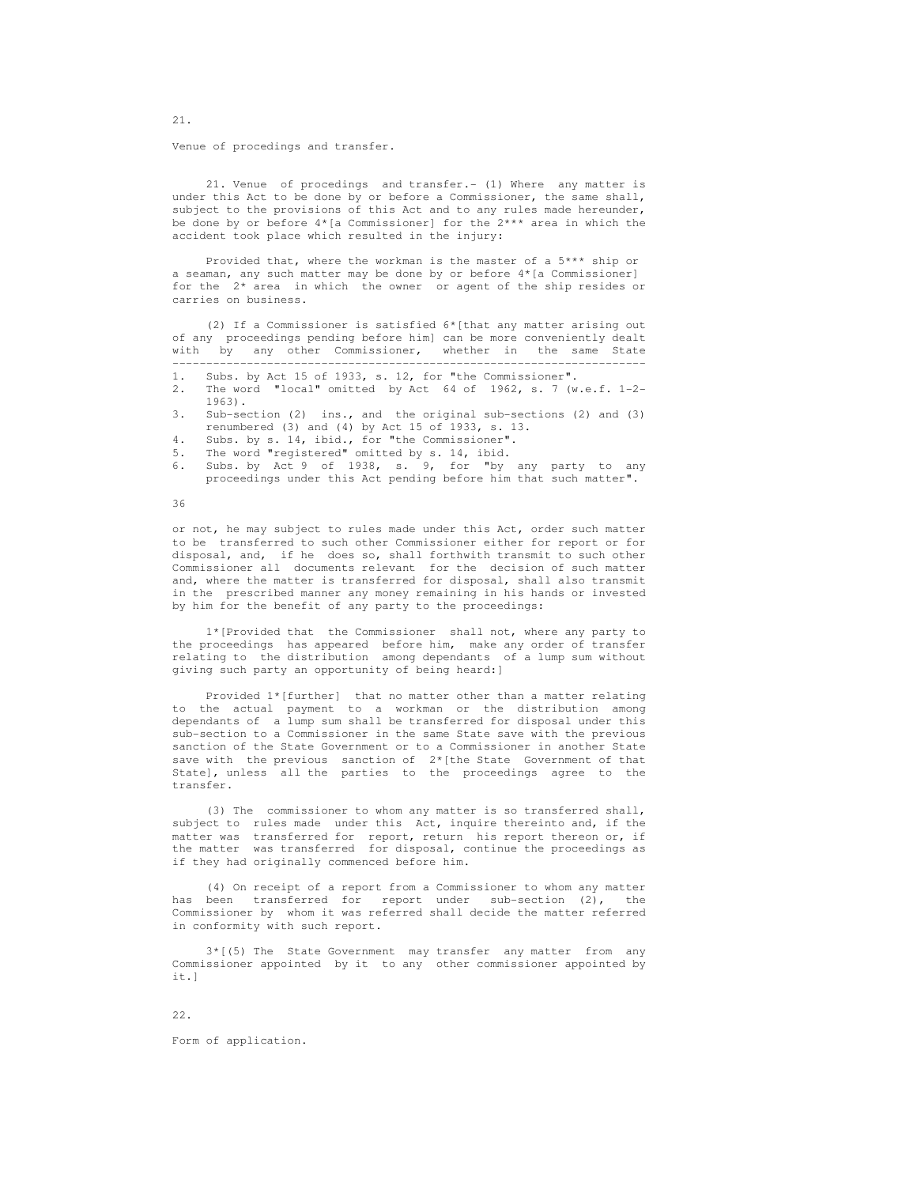21.

Venue of procedings and transfer.

21. Venue of procedings and transfer.- (1) Where any matter is under this Act to be done by or before a Commissioner, the same shall, subject to the provisions of this Act and to any rules made hereunder, be done by or before 4*[a Commissioner] for the 2*** area in which the accident took place which resulted in the injury:

Provided that, where the workman is the master of a 5*** ship or a seaman, any such matter may be done by or before 4*[a Commissioner] for the 2* area in which the owner or agent of the ship resides or carries on business.

(2) If a Commissioner is satisfied 6*[that any matter arising out of any proceedings pending before him] can be more conveniently dealt with by any other Commissioner, whether in the same State or not, he may subject to rules made under this Act, order such matter to be transferred to such other Commissioner either for report or for disposal, and, if he does so, shall forthwith transmit to such other Commissioner all documents relevant for the decision of such matter and, where the matter is transferred for disposal, shall also transmit in the prescribed manner any money remaining in his hands or invested by him for the benefit of any party to the proceedings:

1*[Provided that the Commissioner shall not, where any party to the proceedings has appeared before him, make any order of transfer relating to the distribution among dependants of a lump sum without giving such party an opportunity of being heard:]

Provided 1*[further] that no matter other than a matter relating to the actual payment to a workman or the distribution among dependants of a lump sum shall be transferred for disposal under this sub-section to a Commissioner in the same State save with the previous sanction of the State Government or to a Commissioner in another State save with the previous sanction of 2*[the State Government of that State], unless all the parties to the proceedings agree to the transfer.

(3) The commissioner to whom any matter is so transferred shall, subject to rules made under this Act, inquire thereinto and, if the matter was transferred for report, return his report thereon or, if the matter was transferred for disposal, continue the proceedings as if they had originally commenced before him.

(4) On receipt of a report from a Commissioner to whom any matter has been transferred for report under sub-section (2), the Commissioner by whom it was referred shall decide the matter referred in conformity with such report.

3*[(5) The State Government may transfer any matter from any Commissioner appointed by it to any other commissioner appointed by it.]

---

1. Subs. by Act 15 of 1933, s. 12, for "the Commissioner".
2. The word "local" omitted by Act 64 of 1962, s. 7 (w.e.f. 1-2-1963).
3. Sub-section (2) ins., and the original sub-sections (2) and (3) renumbered (3) and (4) by Act 15 of 1933, s. 13.
4. Subs. by s. 14, ibid., for "the Commissioner".
5. The word "registered" omitted by s. 14, ibid.
6. Subs. by Act 9 of 1938, s. 9, for "by any party to any proceedings under this Act pending before him that such matter".

22.

Form of application.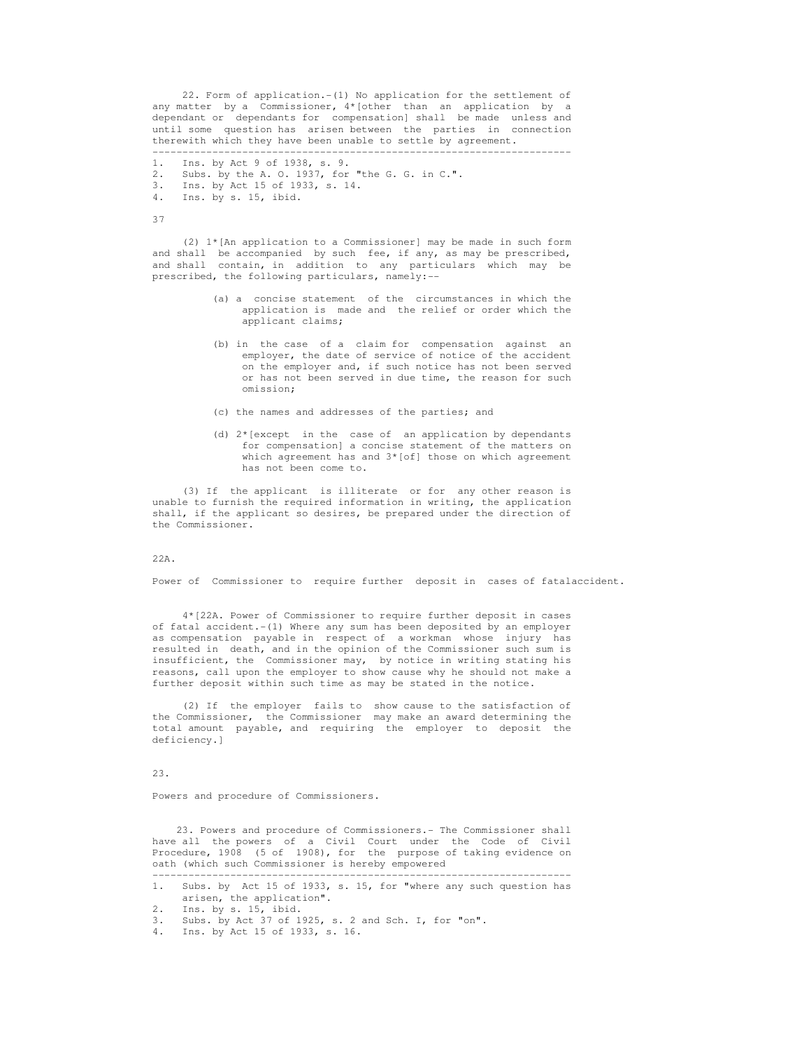22. Form of application.-(1) No application for the settlement of any matter by a Commissioner, 4*[other than an application by a dependant or dependants for compensation] shall be made unless and until some question has arisen between the parties in connection therewith which they have been unable to settle by agreement.

---

1. Ins. by Act 9 of 1938, s. 9.
2. Subs. by the A. O. 1937, for "the G. G. in C.".
3. Ins. by Act 15 of 1933, s. 14.
4. Ins. by s. 15, ibid.

37

(2) 1*[An application to a Commissioner] may be made in such form and shall be accompanied by such fee, if any, as may be prescribed, and shall contain, in addition to any particulars which may be prescribed, the following particulars, namely:--

(a) a concise statement of the circumstances in which the application is made and the relief or order which the applicant claims;

(b) in the case of a claim for compensation against an employer, the date of service of notice of the accident on the employer and, if such notice has not been served or has not been served in due time, the reason for such omission;

(c) the names and addresses of the parties; and

(d) 2*[except in the case of an application by dependants for compensation] a concise statement of the matters on which agreement has and 3*[of] those on which agreement has not been come to.

(3) If the applicant is illiterate or for any other reason is unable to furnish the required information in writing, the application shall, if the applicant so desires, be prepared under the direction of the Commissioner.

22A.

Power of Commissioner to require further deposit in cases of fatalaccident.

4*[22A. Power of Commissioner to require further deposit in cases of fatal accident.-(1) Where any sum has been deposited by an employer as compensation payable in respect of a workman whose injury has resulted in death, and in the opinion of the Commissioner such sum is insufficient, the Commissioner may, by notice in writing stating his reasons, call upon the employer to show cause why he should not make a further deposit within such time as may be stated in the notice.

(2) If the employer fails to show cause to the satisfaction of the Commissioner, the Commissioner may make an award determining the total amount payable, and requiring the employer to deposit the deficiency.]

23.

Powers and procedure of Commissioners.

23. Powers and procedure of Commissioners.- The Commissioner shall have all the powers of a Civil Court under the Code of Civil Procedure, 1908 (5 of 1908), for the purpose of taking evidence on oath (which such Commissioner is hereby empowered

---

1. Subs. by Act 15 of 1933, s. 15, for "where any such question has arisen, the application".
2. Ins. by s. 15, ibid.
3. Subs. by Act 37 of 1925, s. 2 and Sch. I, for "on".
4. Ins. by Act 15 of 1933, s. 16.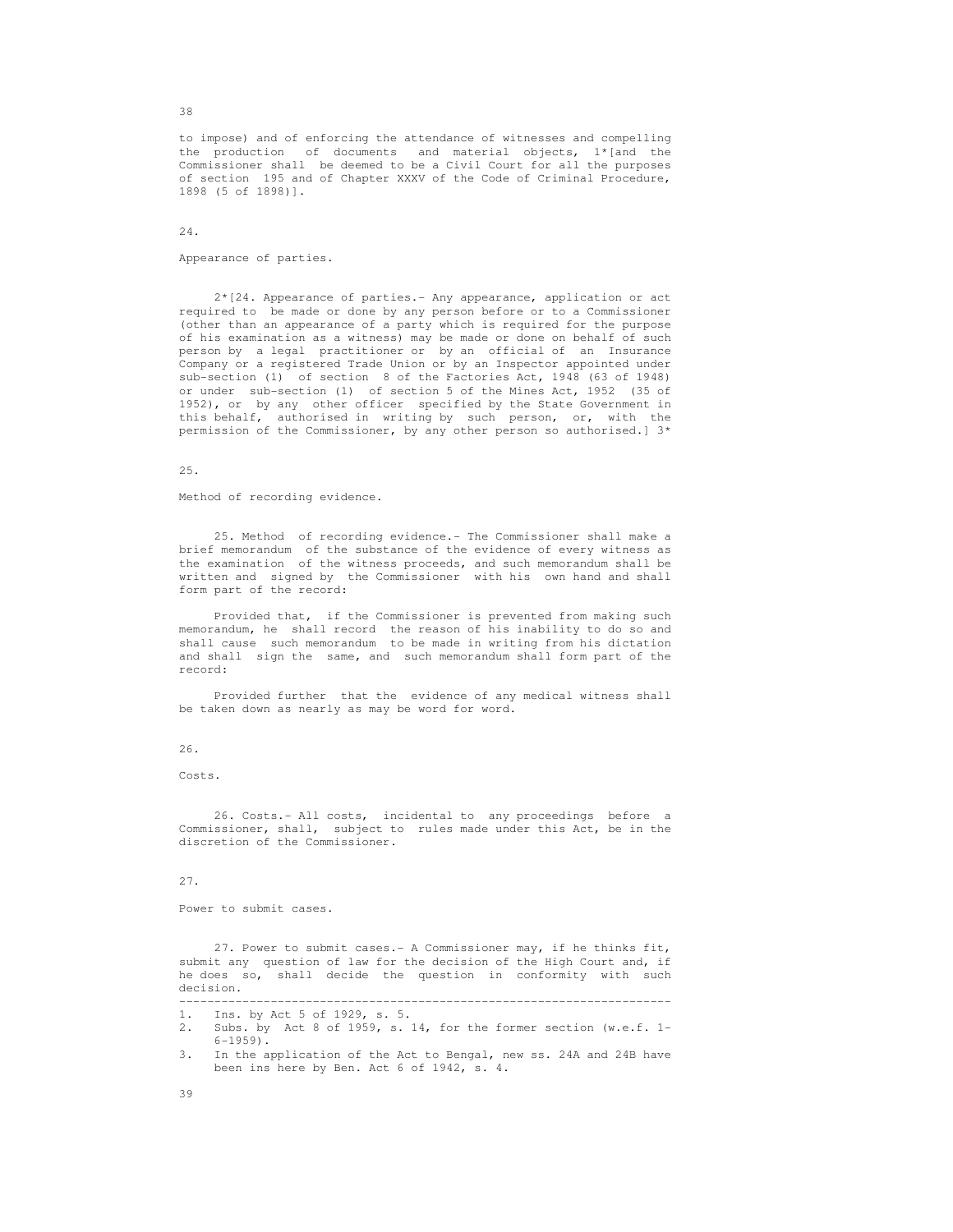to impose) and of enforcing the attendance of witnesses and compelling the production of documents and material objects, 1*[and the Commissioner shall be deemed to be a Civil Court for all the purposes of section 195 and of Chapter XXXV of the Code of Criminal Procedure, 1898 (5 of 1898)].

24.

Appearance of parties.

2*[24. Appearance of parties.- Any appearance, application or act required to be made or done by any person before or to a Commissioner (other than an appearance of a party which is required for the purpose of his examination as a witness) may be made or done on behalf of such person by a legal practitioner or by an official of an Insurance Company or a registered Trade Union or by an Inspector appointed under sub-section (1) of section 8 of the Factories Act, 1948 (63 of 1948) or under sub-section (1) of section 5 of the Mines Act, 1952 (35 of 1952), or by any other officer specified by the State Government in this behalf, authorised in writing by such person, or, with the permission of the Commissioner, by any other person so authorised.] 3*

25.

Method of recording evidence.

25. Method of recording evidence.- The Commissioner shall make a brief memorandum of the substance of the evidence of every witness as the examination of the witness proceeds, and such memorandum shall be written and signed by the Commissioner with his own hand and shall form part of the record:

Provided that, if the Commissioner is prevented from making such memorandum, he shall record the reason of his inability to do so and shall cause such memorandum to be made in writing from his dictation and shall sign the same, and such memorandum shall form part of the record:

Provided further that the evidence of any medical witness shall be taken down as nearly as may be word for word.

26.

Costs.

26. Costs.- All costs, incidental to any proceedings before a Commissioner, shall, subject to rules made under this Act, be in the discretion of the Commissioner.

27.

Power to submit cases.

27. Power to submit cases.- A Commissioner may, if he thinks fit, submit any question of law for the decision of the High Court and, if he does so, shall decide the question in conformity with such decision.

---

1. Ins. by Act 5 of 1929, s. 5.
2. Subs. by Act 8 of 1959, s. 14, for the former section (w.e.f. 1-6-1959).
3. In the application of the Act to Bengal, new ss. 24A and 24B have been ins here by Ben. Act 6 of 1942, s. 4.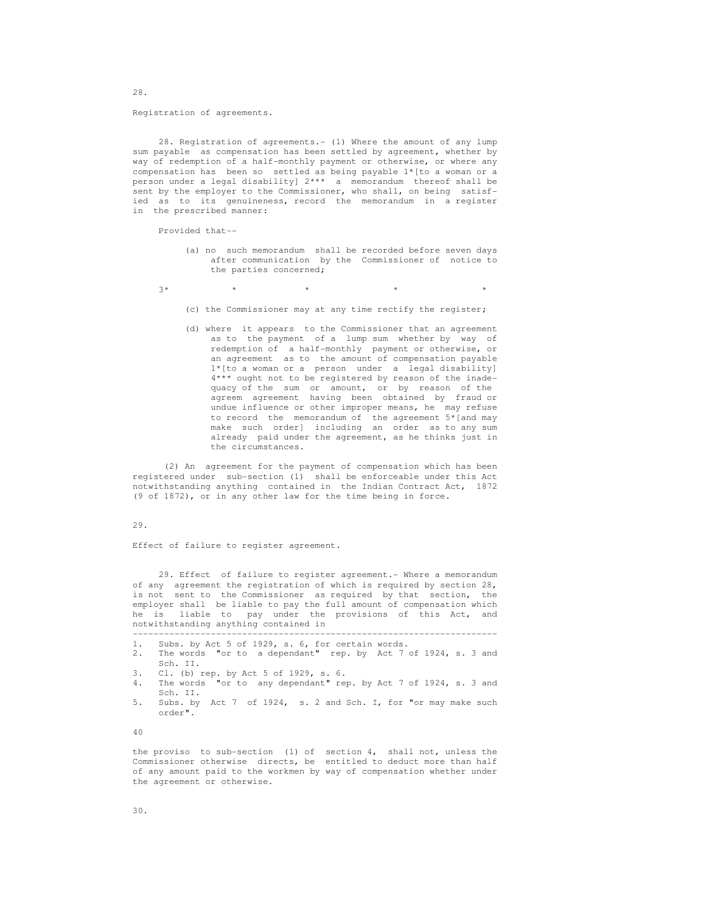28.

Registration of agreements.

28. Registration of agreements.- (1) Where the amount of any lump sum payable as compensation has been settled by agreement, whether by way of redemption of a half-monthly payment or otherwise, or where any compensation has been so settled as being payable 1*[to a woman or a person under a legal disability] 2*** a memorandum thereof shall be sent by the employer to the Commissioner, who shall, on being satisfied as to its genuineness, record the memorandum in a register in the prescribed manner:

Provided that--

(a) no such memorandum shall be recorded before seven days after communication by the Commissioner of notice to the parties concerned;

3* * * * *

(c) the Commissioner may at any time rectify the register;

(d) where it appears to the Commissioner that an agreement as to the payment of a lump sum whether by way of redemption of a half-monthly payment or otherwise, or an agreement as to the amount of compensation payable 1*[to a woman or a person under a legal disability] 4*** ought not to be registered by reason of the inadequacy of the sum or amount, or by reason of the agreem agreement having been obtained by fraud or undue influence or other improper means, he may refuse to record the memorandum of the agreement 5*[and may make such order] including an order as to any sum already paid under the agreement, as he thinks just in the circumstances.

(2) An agreement for the payment of compensation which has been registered under sub-section (1) shall be enforceable under this Act notwithstanding anything contained in the Indian Contract Act, 1872 (9 of 1872), or in any other law for the time being in force.

29.

Effect of failure to register agreement.

29. Effect of failure to register agreement.- Where a memorandum of any agreement the registration of which is required by section 28, is not sent to the Commissioner as required by that section, the employer shall be liable to pay the full amount of compensation which he is liable to pay under the provisions of this Act, and notwithstanding anything contained in

---

1. Subs. by Act 5 of 1929, s. 6, for certain words.
2. The words "or to a dependant" rep. by Act 7 of 1924, s. 3 and Sch. II.
3. Cl. (b) rep. by Act 5 of 1929, s. 6.
4. The words "or to any dependant" rep. by Act 7 of 1924, s. 3 and Sch. II.
5. Subs. by Act 7 of 1924, s. 2 and Sch. I, for "or may make such order".

the proviso to sub-section (1) of section 4, shall not, unless the Commissioner otherwise directs, be entitled to deduct more than half of any amount paid to the workmen by way of compensation whether under the agreement or otherwise.

30.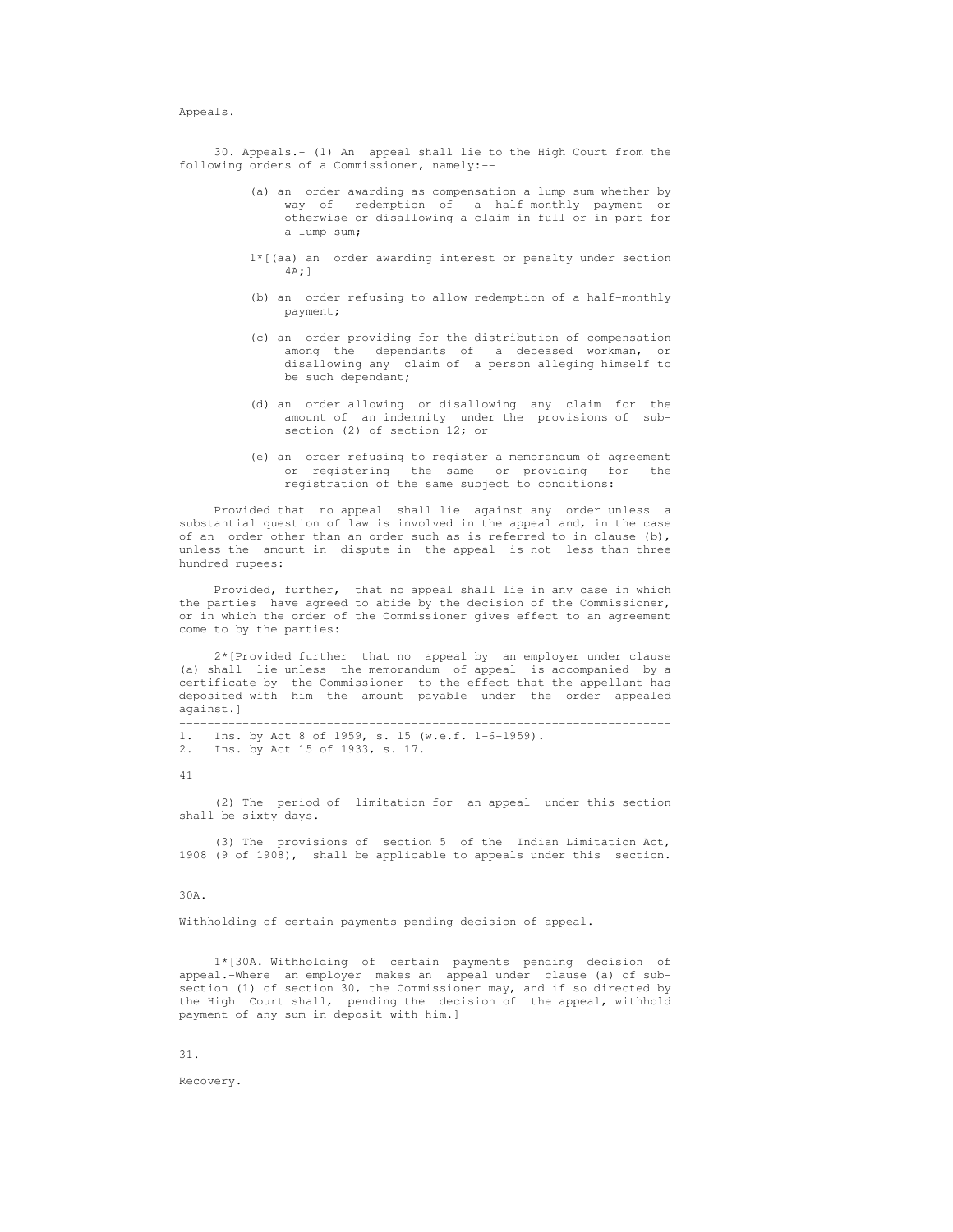Appeals.

30. Appeals.- (1) An appeal shall lie to the High Court from the following orders of a Commissioner, namely:--

(a) an order awarding as compensation a lump sum whether by way of redemption of a half-monthly payment or otherwise or disallowing a claim in full or in part for a lump sum;

1*[(aa) an order awarding interest or penalty under section 4A;]

(b) an order refusing to allow redemption of a half-monthly payment;

(c) an order providing for the distribution of compensation among the dependants of a deceased workman, or disallowing any claim of a person alleging himself to be such dependant;

(d) an order allowing or disallowing any claim for the amount of an indemnity under the provisions of sub-section (2) of section 12; or

(e) an order refusing to register a memorandum of agreement or registering the same or providing for the registration of the same subject to conditions:

Provided that no appeal shall lie against any order unless a substantial question of law is involved in the appeal and, in the case of an order other than an order such as is referred to in clause (b), unless the amount in dispute in the appeal is not less than three hundred rupees:

Provided, further, that no appeal shall lie in any case in which the parties have agreed to abide by the decision of the Commissioner, or in which the order of the Commissioner gives effect to an agreement come to by the parties:

2*[Provided further that no appeal by an employer under clause (a) shall lie unless the memorandum of appeal is accompanied by a certificate by the Commissioner to the effect that the appellant has deposited with him the amount payable under the order appealed against.]

---

1. Ins. by Act 8 of 1959, s. 15 (w.e.f. 1-6-1959).
2. Ins. by Act 15 of 1933, s. 17.

(2) The period of limitation for an appeal under this section shall be sixty days.

(3) The provisions of section 5 of the Indian Limitation Act, 1908 (9 of 1908), shall be applicable to appeals under this section.

30A.

Withholding of certain payments pending decision of appeal.

1*[30A. Withholding of certain payments pending decision of appeal.-Where an employer makes an appeal under clause (a) of sub-section (1) of section 30, the Commissioner may, and if so directed by the High Court shall, pending the decision of the appeal, withhold payment of any sum in deposit with him.]

31.

Recovery.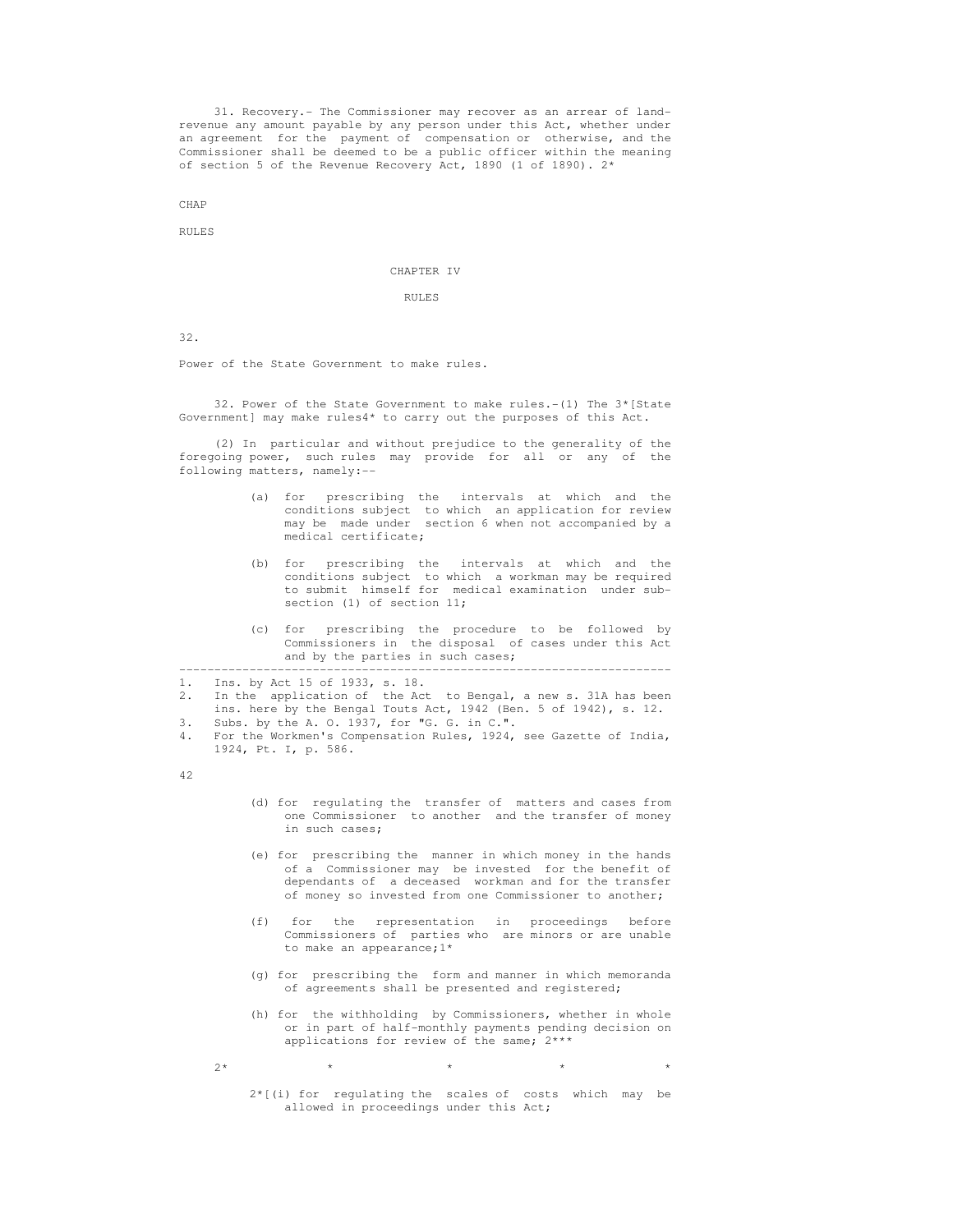31. Recovery.- The Commissioner may recover as an arrear of land-revenue any amount payable by any person under this Act, whether under an agreement for the payment of compensation or otherwise, and the Commissioner shall be deemed to be a public officer within the meaning of section 5 of the Revenue Recovery Act, 1890 (1 of 1890). 2*

CHAP

RULES

## CHAPTER IV

## RULES

32.

Power of the State Government to make rules.

32. Power of the State Government to make rules.-(1) The 3*[State Government] may make rules4* to carry out the purposes of this Act.

(2) In particular and without prejudice to the generality of the foregoing power, such rules may provide for all or any of the following matters, namely:--

(a) for prescribing the intervals at which and the conditions subject to which an application for review may be made under section 6 when not accompanied by a medical certificate;

(b) for prescribing the intervals at which and the conditions subject to which a workman may be required to submit himself for medical examination under sub-section (1) of section 11;

(c) for prescribing the procedure to be followed by Commissioners in the disposal of cases under this Act and by the parties in such cases;

---

1. Ins. by Act 15 of 1933, s. 18.
2. In the application of the Act to Bengal, a new s. 31A has been ins. here by the Bengal Touts Act, 1942 (Ben. 5 of 1942), s. 12.
3. Subs. by the A. O. 1937, for "G. G. in C.".
4. For the Workmen's Compensation Rules, 1924, see Gazette of India, 1924, Pt. I, p. 586.

(d) for regulating the transfer of matters and cases from one Commissioner to another and the transfer of money in such cases;

(e) for prescribing the manner in which money in the hands of a Commissioner may be invested for the benefit of dependants of a deceased workman and for the transfer of money so invested from one Commissioner to another;

(f) for the representation in proceedings before Commissioners of parties who are minors or are unable to make an appearance;1*

(g) for prescribing the form and manner in which memoranda of agreements shall be presented and registered;

(h) for the withholding by Commissioners, whether in whole or in part of half-monthly payments pending decision on applications for review of the same; 2***

2* * * * *

2*[(i) for regulating the scales of costs which may be allowed in proceedings under this Act;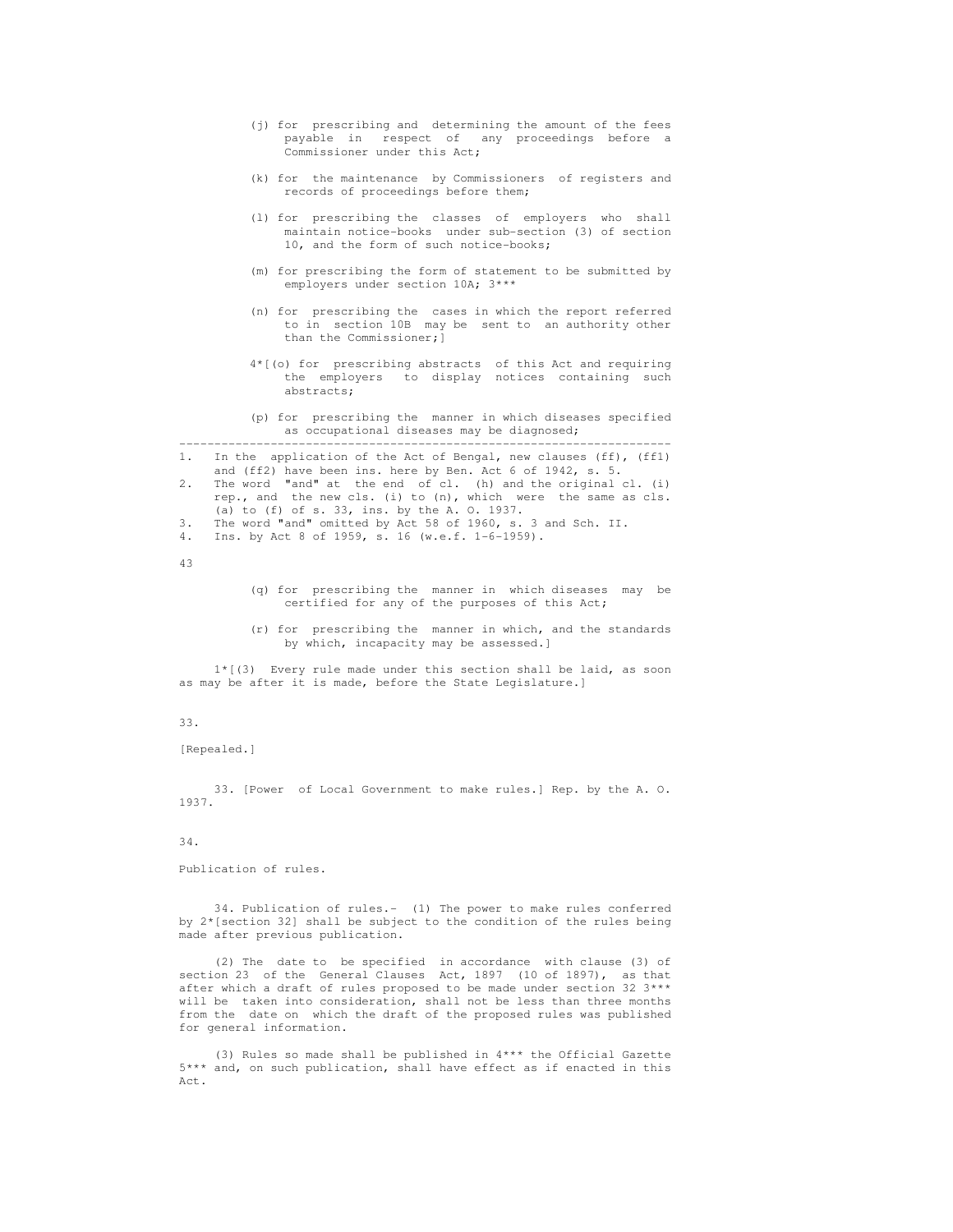(j) for prescribing and determining the amount of the fees payable in respect of any proceedings before a Commissioner under this Act;

(k) for the maintenance by Commissioners of registers and records of proceedings before them;

(l) for prescribing the classes of employers who shall maintain notice-books under sub-section (3) of section 10, and the form of such notice-books;

(m) for prescribing the form of statement to be submitted by employers under section 10A; 3***

(n) for prescribing the cases in which the report referred to in section 10B may be sent to an authority other than the Commissioner;]

4*[(o) for prescribing abstracts of this Act and requiring the employers to display notices containing such abstracts;

(p) for prescribing the manner in which diseases specified as occupational diseases may be diagnosed;

---

1. In the application of the Act of Bengal, new clauses (ff), (ff1) and (ff2) have been ins. here by Ben. Act 6 of 1942, s. 5.
2. The word "and" at the end of cl. (h) and the original cl. (i) rep., and the new cls. (i) to (n), which were the same as cls. (a) to (f) of s. 33, ins. by the A. O. 1937.
3. The word "and" omitted by Act 58 of 1960, s. 3 and Sch. II.
4. Ins. by Act 8 of 1959, s. 16 (w.e.f. 1-6-1959).

(q) for prescribing the manner in which diseases may be certified for any of the purposes of this Act;

(r) for prescribing the manner in which, and the standards by which, incapacity may be assessed.]

1*[(3) Every rule made under this section shall be laid, as soon as may be after it is made, before the State Legislature.]

33.

[Repealed.]

33. [Power of Local Government to make rules.] Rep. by the A. O. 1937.

34.

Publication of rules.

34. Publication of rules.- (1) The power to make rules conferred by 2*[section 32] shall be subject to the condition of the rules being made after previous publication.

(2) The date to be specified in accordance with clause (3) of section 23 of the General Clauses Act, 1897 (10 of 1897), as that after which a draft of rules proposed to be made under section 32 3*** will be taken into consideration, shall not be less than three months from the date on which the draft of the proposed rules was published for general information.

(3) Rules so made shall be published in 4*** the Official Gazette 5*** and, on such publication, shall have effect as if enacted in this Act.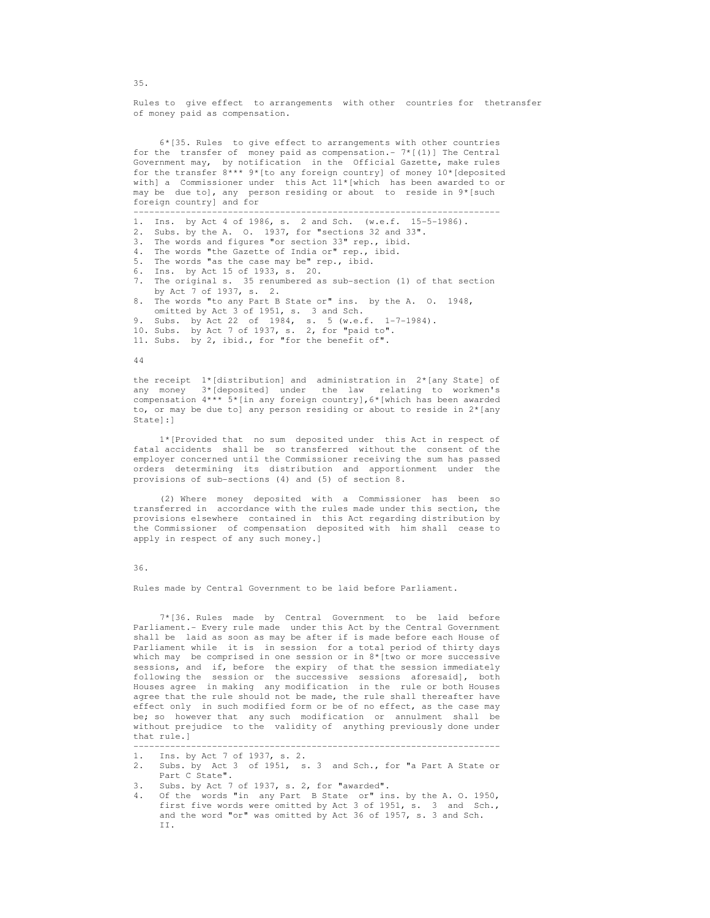35.

Rules to give effect to arrangements with other countries for thetransfer of money paid as compensation.

6*[35. Rules to give effect to arrangements with other countries for the transfer of money paid as compensation.- 7*[(1)] The Central Government may, by notification in the Official Gazette, make rules for the transfer 8*** 9*[to any foreign country] of money 10*[deposited with] a Commissioner under this Act 11*[which has been awarded to or may be due to], any person residing or about to reside in 9*[such foreign country] and for

---

1. Ins. by Act 4 of 1986, s. 2 and Sch. (w.e.f. 15-5-1986).
2. Subs. by the A. O. 1937, for "sections 32 and 33".
3. The words and figures "or section 33" rep., ibid.
4. The words "the Gazette of India or" rep., ibid.
5. The words "as the case may be" rep., ibid.
6. Ins. by Act 15 of 1933, s. 20.
7. The original s. 35 renumbered as sub-section (1) of that section by Act 7 of 1937, s. 2.
8. The words "to any Part B State or" ins. by the A. O. 1948, omitted by Act 3 of 1951, s. 3 and Sch.
9. Subs. by Act 22 of 1984, s. 5 (w.e.f. 1-7-1984).
10. Subs. by Act 7 of 1937, s. 2, for "paid to".
11. Subs. by 2, ibid., for "for the benefit of".

44

the receipt 1*[distribution] and administration in 2*[any State] of any money 3*[deposited] under the law relating to workmen's compensation 4*** 5*[in any foreign country],6*[which has been awarded to, or may be due to] any person residing or about to reside in 2*[any State]:]

1*[Provided that no sum deposited under this Act in respect of fatal accidents shall be so transferred without the consent of the employer concerned until the Commissioner receiving the sum has passed orders determining its distribution and apportionment under the provisions of sub-sections (4) and (5) of section 8.

(2) Where money deposited with a Commissioner has been so transferred in accordance with the rules made under this section, the provisions elsewhere contained in this Act regarding distribution by the Commissioner of compensation deposited with him shall cease to apply in respect of any such money.]

36.

Rules made by Central Government to be laid before Parliament.

7*[36. Rules made by Central Government to be laid before Parliament.- Every rule made under this Act by the Central Government shall be laid as soon as may be after if is made before each House of Parliament while it is in session for a total period of thirty days which may be comprised in one session or in 8*[two or more successive sessions, and if, before the expiry of that the session immediately following the session or the successive sessions aforesaid], both Houses agree in making any modification in the rule or both Houses agree that the rule should not be made, the rule shall thereafter have effect only in such modified form or be of no effect, as the case may be; so however that any such modification or annulment shall be without prejudice to the validity of anything previously done under that rule.]

---

1. Ins. by Act 7 of 1937, s. 2.
2. Subs. by Act 3 of 1951, s. 3 and Sch., for "a Part A State or Part C State".
3. Subs. by Act 7 of 1937, s. 2, for "awarded".
4. Of the words "in any Part B State or" ins. by the A. O. 1950, first five words were omitted by Act 3 of 1951, s. 3 and Sch., and the word "or" was omitted by Act 36 of 1957, s. 3 and Sch. II.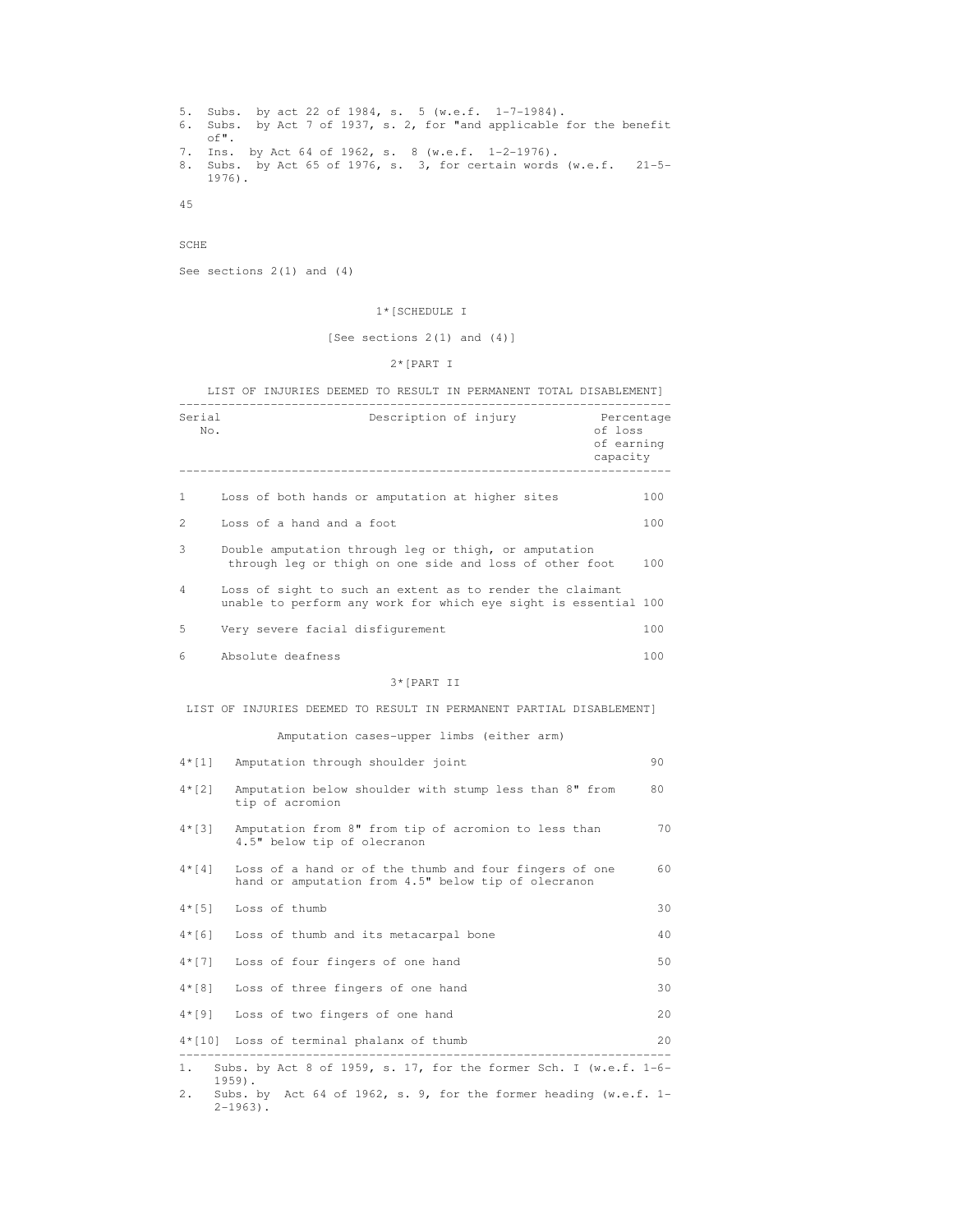5. Subs. by act 22 of 1984, s. 5 (w.e.f. 1-7-1984).
6. Subs. by Act 7 of 1937, s. 2, for "and applicable for the benefit of".
7. Ins. by Act 64 of 1962, s. 8 (w.e.f. 1-2-1976).
8. Subs. by Act 65 of 1976, s. 3, for certain words (w.e.f. 21-5-1976).

SCHE

See sections 2(1) and (4)

1*[SCHEDULE I

[See sections 2(1) and (4)]

2*[PART I

LIST OF INJURIES DEEMED TO RESULT IN PERMANENT TOTAL DISABLEMENT]

| Serial No. | Description of injury | Percentage of loss of earning capacity |
|---|---|---|
| 1 | Loss of both hands or amputation at higher sites | 100 |
| 2 | Loss of a hand and a foot | 100 |
| 3 | Double amputation through leg or thigh, or amputation through leg or thigh on one side and loss of other foot | 100 |
| 4 | Loss of sight to such an extent as to render the claimant unable to perform any work for which eye sight is essential | 100 |
| 5 | Very severe facial disfigurement | 100 |
| 6 | Absolute deafness | 100 |

3*[PART II

LIST OF INJURIES DEEMED TO RESULT IN PERMANENT PARTIAL DISABLEMENT]

Amputation cases-upper limbs (either arm)

| | | |
|---|---|---|
| 4*[1] | Amputation through shoulder joint | 90 |
| 4*[2] | Amputation below shoulder with stump less than 8" from tip of acromion | 80 |
| 4*[3] | Amputation from 8" from tip of acromion to less than 4.5" below tip of olecranon | 70 |
| 4*[4] | Loss of a hand or of the thumb and four fingers of one hand or amputation from 4.5" below tip of olecranon | 60 |
| 4*[5] | Loss of thumb | 30 |
| 4*[6] | Loss of thumb and its metacarpal bone | 40 |
| 4*[7] | Loss of four fingers of one hand | 50 |
| 4*[8] | Loss of three fingers of one hand | 30 |
| 4*[9] | Loss of two fingers of one hand | 20 |
| 4*[10] | Loss of terminal phalanx of thumb | 20 |

1. Subs. by Act 8 of 1959, s. 17, for the former Sch. I (w.e.f. 1-6-1959).
2. Subs. by Act 64 of 1962, s. 9, for the former heading (w.e.f. 1-2-1963).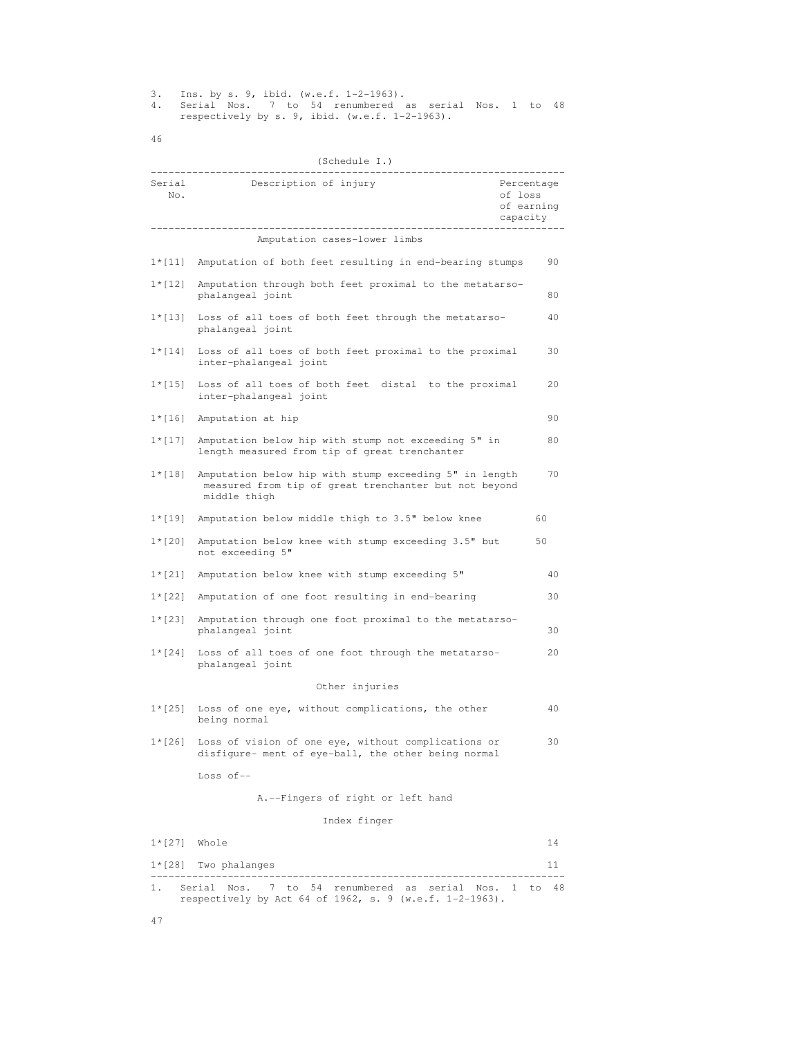3. Ins. by s. 9, ibid. (w.e.f. 1-2-1963).
4. Serial Nos. 7 to 54 renumbered as serial Nos. 1 to 48 respectively by s. 9, ibid. (w.e.f. 1-2-1963).

(Schedule I.)

| Serial No. | Description of injury | Percentage of loss of earning capacity |
|---|---|---|
| | **Amputation cases-lower limbs** | |
| 1*[11] | Amputation of both feet resulting in end-bearing stumps | 90 |
| 1*[12] | Amputation through both feet proximal to the metatarso-phalangeal joint | 80 |
| 1*[13] | Loss of all toes of both feet through the metatarso-phalangeal joint | 40 |
| 1*[14] | Loss of all toes of both feet proximal to the proximal inter-phalangeal joint | 30 |
| 1*[15] | Loss of all toes of both feet distal to the proximal inter-phalangeal joint | 20 |
| 1*[16] | Amputation at hip | 90 |
| 1*[17] | Amputation below hip with stump not exceeding 5" in length measured from tip of great trenchanter | 80 |
| 1*[18] | Amputation below hip with stump exceeding 5" in length measured from tip of great trenchanter but not beyond middle thigh | 70 |
| 1*[19] | Amputation below middle thigh to 3.5" below knee | 60 |
| 1*[20] | Amputation below knee with stump exceeding 3.5" but not exceeding 5" | 50 |
| 1*[21] | Amputation below knee with stump exceeding 5" | 40 |
| 1*[22] | Amputation of one foot resulting in end-bearing | 30 |
| 1*[23] | Amputation through one foot proximal to the metatarso-phalangeal joint | 30 |
| 1*[24] | Loss of all toes of one foot through the metatarso-phalangeal joint | 20 |
| | **Other injuries** | |
| 1*[25] | Loss of one eye, without complications, the other being normal | 40 |
| 1*[26] | Loss of vision of one eye, without complications or disfigure- ment of eye-ball, the other being normal | 30 |
| | Loss of-- | |
| | A.--Fingers of right or left hand | |
| | Index finger | |
| 1*[27] | Whole | 14 |
| 1*[28] | Two phalanges | 11 |

1. Serial Nos. 7 to 54 renumbered as serial Nos. 1 to 48 respectively by Act 64 of 1962, s. 9 (w.e.f. 1-2-1963).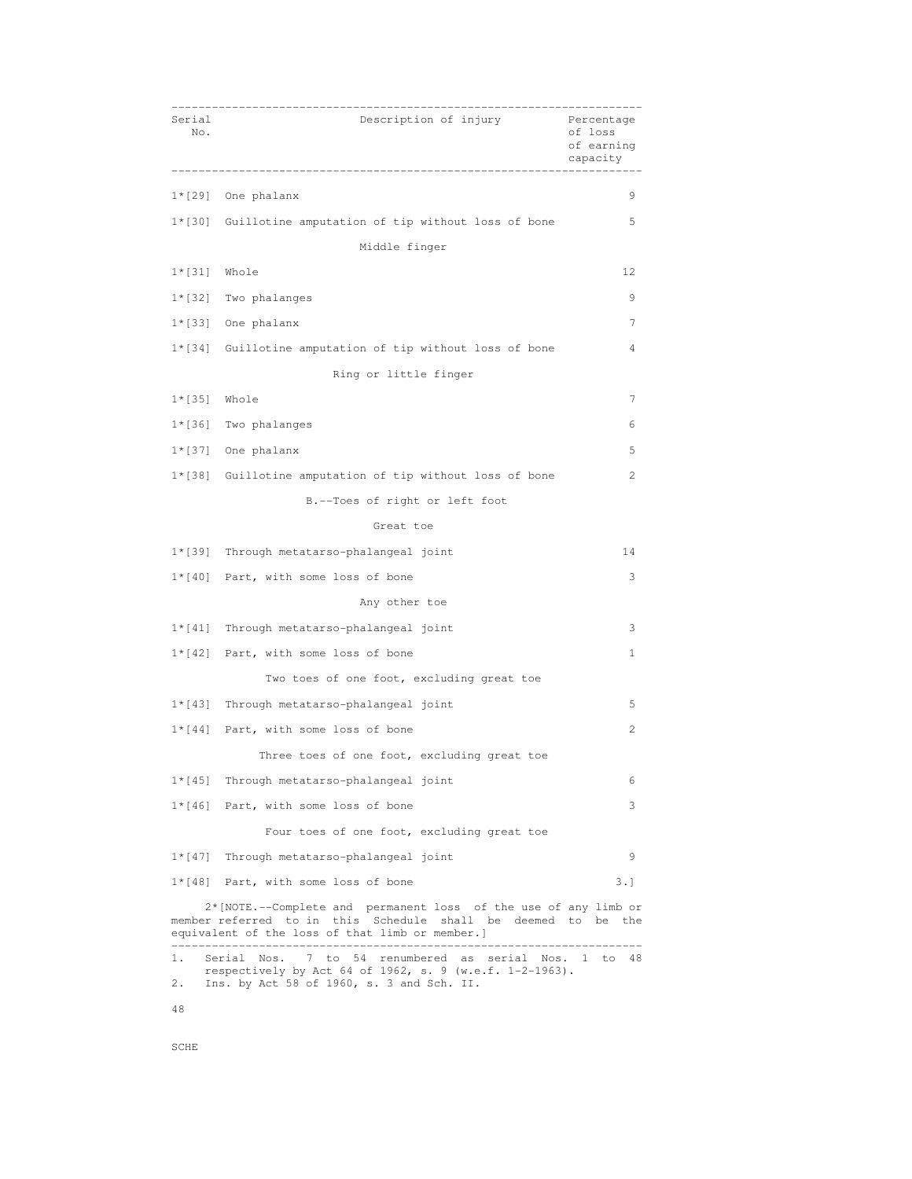| Serial No. | Description of injury | Percentage of loss of earning capacity |
|---|---|---|
| 1*[29] | One phalanx | 9 |
| 1*[30] | Guillotine amputation of tip without loss of bone | 5 |
| | Middle finger | |
| 1*[31] | Whole | 12 |
| 1*[32] | Two phalanges | 9 |
| 1*[33] | One phalanx | 7 |
| 1*[34] | Guillotine amputation of tip without loss of bone | 4 |
| | Ring or little finger | |
| 1*[35] | Whole | 7 |
| 1*[36] | Two phalanges | 6 |
| 1*[37] | One phalanx | 5 |
| 1*[38] | Guillotine amputation of tip without loss of bone | 2 |
| | B.--Toes of right or left foot | |
| | Great toe | |
| 1*[39] | Through metatarso-phalangeal joint | 14 |
| 1*[40] | Part, with some loss of bone | 3 |
| | Any other toe | |
| 1*[41] | Through metatarso-phalangeal joint | 3 |
| 1*[42] | Part, with some loss of bone | 1 |
| | Two toes of one foot, excluding great toe | |
| 1*[43] | Through metatarso-phalangeal joint | 5 |
| 1*[44] | Part, with some loss of bone | 2 |
| | Three toes of one foot, excluding great toe | |
| 1*[45] | Through metatarso-phalangeal joint | 6 |
| 1*[46] | Part, with some loss of bone | 3 |
| | Four toes of one foot, excluding great toe | |
| 1*[47] | Through metatarso-phalangeal joint | 9 |
| 1*[48] | Part, with some loss of bone | 3.] |

2*[NOTE.--Complete and permanent loss of the use of any limb or member referred to in this Schedule shall be deemed to be the equivalent of the loss of that limb or member.]

---

1. Serial Nos. 7 to 54 renumbered as serial Nos. 1 to 48 respectively by Act 64 of 1962, s. 9 (w.e.f. 1-2-1963).
2. Ins. by Act 58 of 1960, s. 3 and Sch. II.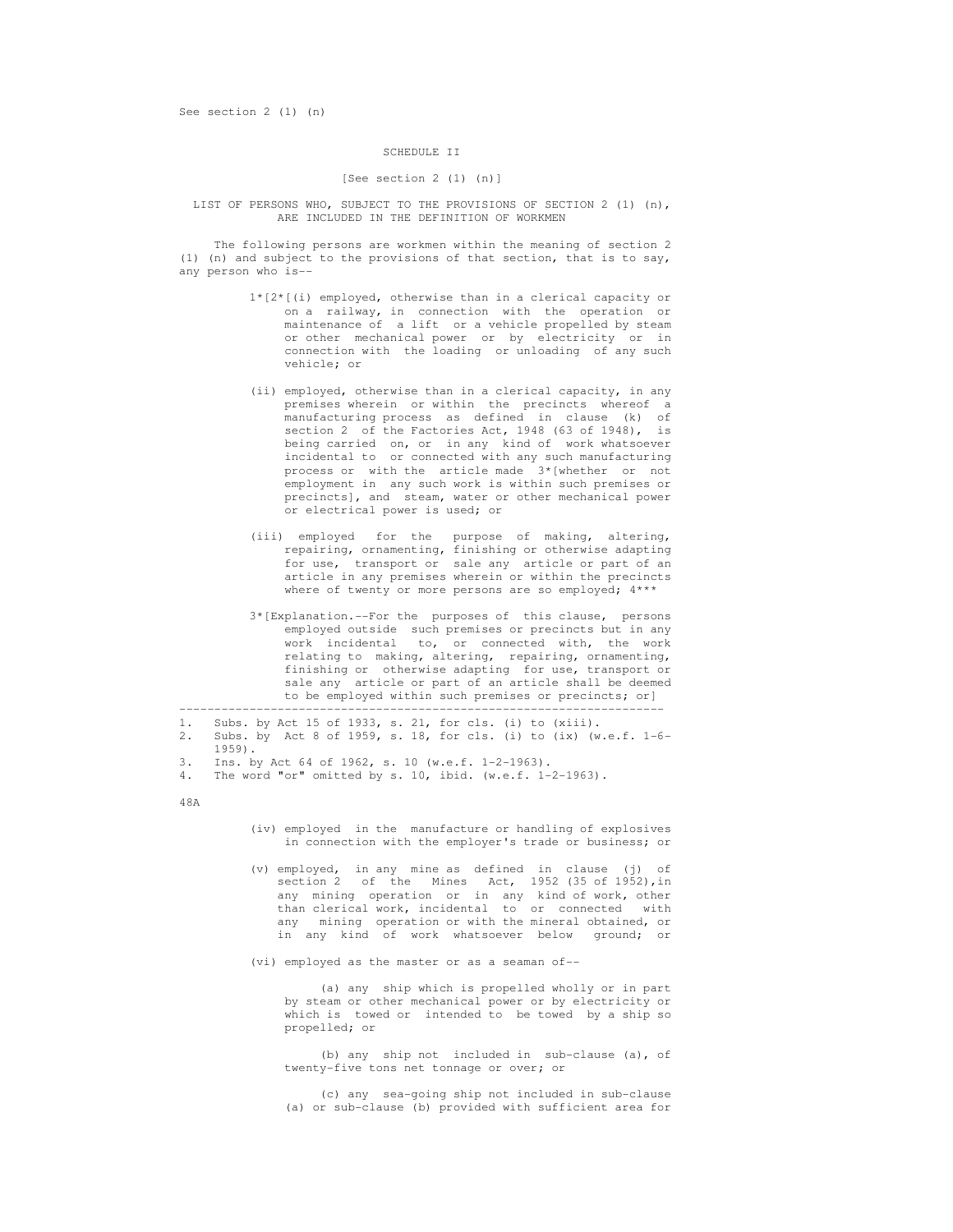See section 2 (1) (n)

## SCHEDULE II

[See section 2 (1) (n)]

LIST OF PERSONS WHO, SUBJECT TO THE PROVISIONS OF SECTION 2 (1) (n), ARE INCLUDED IN THE DEFINITION OF WORKMEN

The following persons are workmen within the meaning of section 2 (1) (n) and subject to the provisions of that section, that is to say, any person who is--

1*[2*[(i) employed, otherwise than in a clerical capacity or on a railway, in connection with the operation or maintenance of a lift or a vehicle propelled by steam or other mechanical power or by electricity or in connection with the loading or unloading of any such vehicle; or

(ii) employed, otherwise than in a clerical capacity, in any premises wherein or within the precincts whereof a manufacturing process as defined in clause (k) of section 2 of the Factories Act, 1948 (63 of 1948), is being carried on, or in any kind of work whatsoever incidental to or connected with any such manufacturing process or with the article made 3*[whether or not employment in any such work is within such premises or precincts], and steam, water or other mechanical power or electrical power is used; or

(iii) employed for the purpose of making, altering, repairing, ornamenting, finishing or otherwise adapting for use, transport or sale any article or part of an article in any premises wherein or within the precincts where of twenty or more persons are so employed; 4*\*\*

3*[Explanation.--For the purposes of this clause, persons employed outside such premises or precincts but in any work incidental to, or connected with, the work relating to making, altering, repairing, ornamenting, finishing or otherwise adapting for use, transport or sale any article or part of an article shall be deemed to be employed within such premises or precincts; or]

---

1. Subs. by Act 15 of 1933, s. 21, for cls. (i) to (xiii).
2. Subs. by Act 8 of 1959, s. 18, for cls. (i) to (ix) (w.e.f. 1-6-1959).
3. Ins. by Act 64 of 1962, s. 10 (w.e.f. 1-2-1963).
4. The word "or" omitted by s. 10, ibid. (w.e.f. 1-2-1963).

48A

(iv) employed in the manufacture or handling of explosives in connection with the employer's trade or business; or

(v) employed, in any mine as defined in clause (j) of section 2 of the Mines Act, 1952 (35 of 1952), in any mining operation or in any kind of work, other than clerical work, incidental to or connected with any mining operation or with the mineral obtained, or in any kind of work whatsoever below ground; or

(vi) employed as the master or as a seaman of--

(a) any ship which is propelled wholly or in part by steam or other mechanical power or by electricity or which is towed or intended to be towed by a ship so propelled; or

(b) any ship not included in sub-clause (a), of twenty-five tons net tonnage or over; or

(c) any sea-going ship not included in sub-clause (a) or sub-clause (b) provided with sufficient area for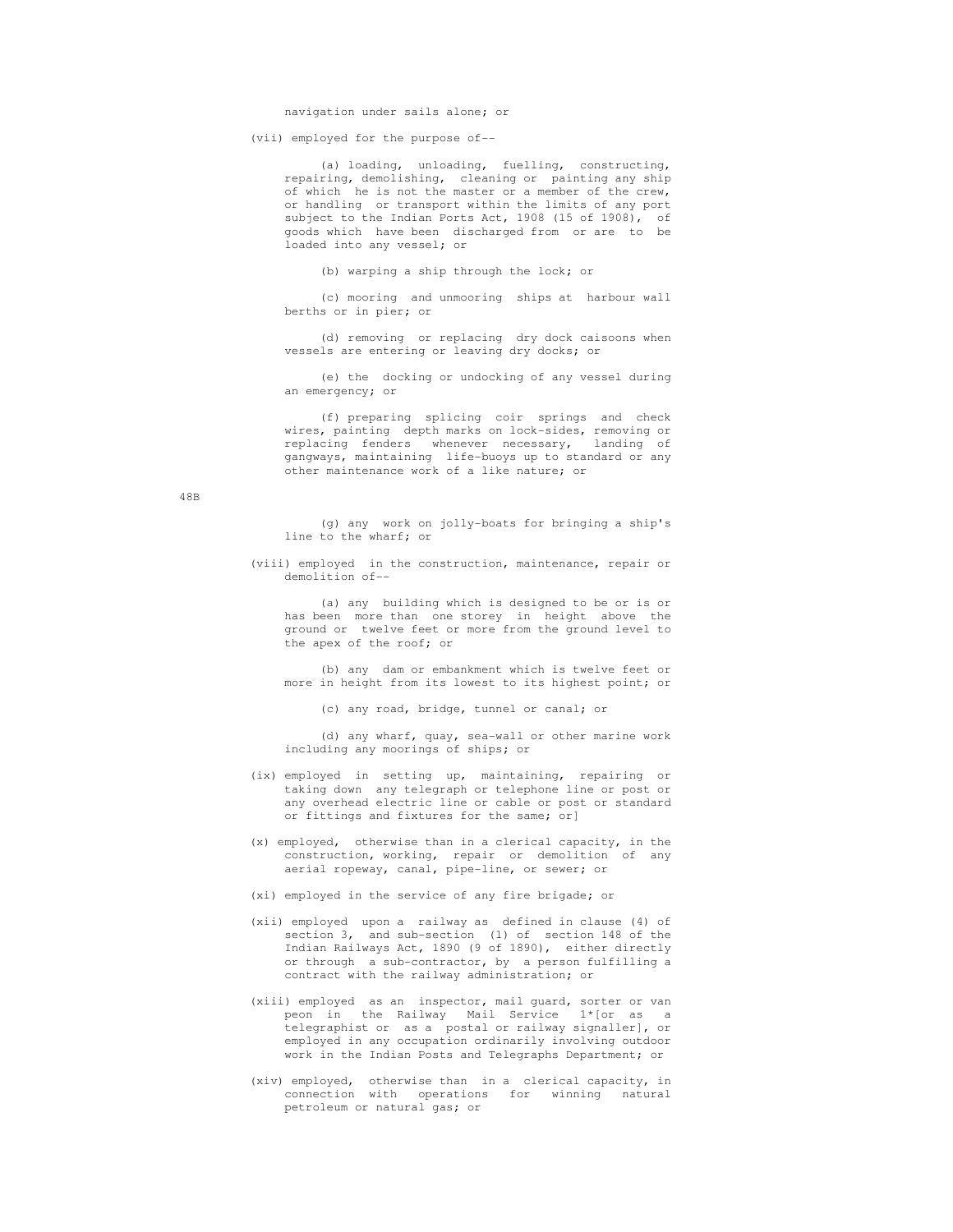navigation under sails alone; or

(vii) employed for the purpose of--

(a) loading, unloading, fuelling, constructing, repairing, demolishing, cleaning or painting any ship of which he is not the master or a member of the crew, or handling or transport within the limits of any port subject to the Indian Ports Act, 1908 (15 of 1908), of goods which have been discharged from or are to be loaded into any vessel; or

(b) warping a ship through the lock; or

(c) mooring and unmooring ships at harbour wall berths or in pier; or

(d) removing or replacing dry dock caisoons when vessels are entering or leaving dry docks; or

(e) the docking or undocking of any vessel during an emergency; or

(f) preparing splicing coir springs and check wires, painting depth marks on lock-sides, removing or replacing fenders whenever necessary, landing of gangways, maintaining life-buoys up to standard or any other maintenance work of a like nature; or

48B

(g) any work on jolly-boats for bringing a ship's line to the wharf; or

(viii) employed in the construction, maintenance, repair or demolition of--

(a) any building which is designed to be or is or has been more than one storey in height above the ground or twelve feet or more from the ground level to the apex of the roof; or

(b) any dam or embankment which is twelve feet or more in height from its lowest to its highest point; or

(c) any road, bridge, tunnel or canal; or

(d) any wharf, quay, sea-wall or other marine work including any moorings of ships; or

(ix) employed in setting up, maintaining, repairing or taking down any telegraph or telephone line or post or any overhead electric line or cable or post or standard or fittings and fixtures for the same; or]

(x) employed, otherwise than in a clerical capacity, in the construction, working, repair or demolition of any aerial ropeway, canal, pipe-line, or sewer; or

(xi) employed in the service of any fire brigade; or

(xii) employed upon a railway as defined in clause (4) of section 3, and sub-section (1) of section 148 of the Indian Railways Act, 1890 (9 of 1890), either directly or through a sub-contractor, by a person fulfilling a contract with the railway administration; or

(xiii) employed as an inspector, mail guard, sorter or van peon in the Railway Mail Service 1*[or as a telegraphist or as a postal or railway signaller], or employed in any occupation ordinarily involving outdoor work in the Indian Posts and Telegraphs Department; or

(xiv) employed, otherwise than in a clerical capacity, in connection with operations for winning natural petroleum or natural gas; or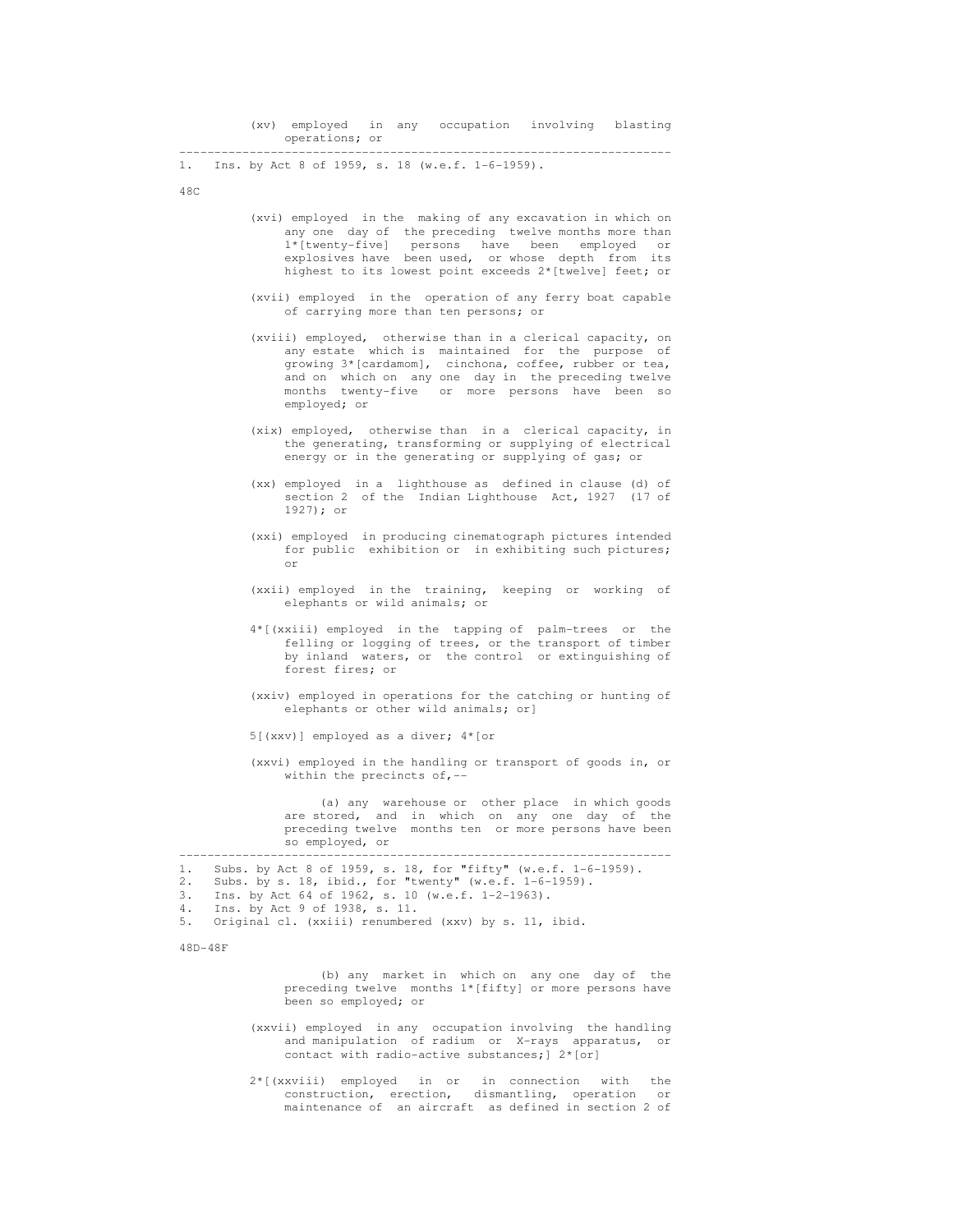(xv) employed in any occupation involving blasting operations; or

---

1. Ins. by Act 8 of 1959, s. 18 (w.e.f. 1-6-1959).

48C

(xvi) employed in the making of any excavation in which on any one day of the preceding twelve months more than 1*[twenty-five] persons have been employed or explosives have been used, or whose depth from its highest to its lowest point exceeds 2*[twelve] feet; or

(xvii) employed in the operation of any ferry boat capable of carrying more than ten persons; or

(xviii) employed, otherwise than in a clerical capacity, on any estate which is maintained for the purpose of growing 3*[cardamom], cinchona, coffee, rubber or tea, and on which on any one day in the preceding twelve months twenty-five or more persons have been so employed; or

(xix) employed, otherwise than in a clerical capacity, in the generating, transforming or supplying of electrical energy or in the generating or supplying of gas; or

(xx) employed in a lighthouse as defined in clause (d) of section 2 of the Indian Lighthouse Act, 1927 (17 of 1927); or

(xxi) employed in producing cinematograph pictures intended for public exhibition or in exhibiting such pictures; or

(xxii) employed in the training, keeping or working of elephants or wild animals; or

4*[(xxiii) employed in the tapping of palm-trees or the felling or logging of trees, or the transport of timber by inland waters, or the control or extinguishing of forest fires; or

(xxiv) employed in operations for the catching or hunting of elephants or other wild animals; or]

5[(xxv)] employed as a diver; 4*[or

(xxvi) employed in the handling or transport of goods in, or within the precincts of,--

(a) any warehouse or other place in which goods are stored, and in which on any one day of the preceding twelve months ten or more persons have been so employed, or

---

1. Subs. by Act 8 of 1959, s. 18, for "fifty" (w.e.f. 1-6-1959).
2. Subs. by s. 18, ibid., for "twenty" (w.e.f. 1-6-1959).
3. Ins. by Act 64 of 1962, s. 10 (w.e.f. 1-2-1963).
4. Ins. by Act 9 of 1938, s. 11.
5. Original cl. (xxiii) renumbered (xxv) by s. 11, ibid.

48D-48F

(b) any market in which on any one day of the preceding twelve months 1*[fifty] or more persons have been so employed; or

(xxvii) employed in any occupation involving the handling and manipulation of radium or X-rays apparatus, or contact with radio-active substances;] 2*[or]

2*[(xxviii) employed in or in connection with the construction, erection, dismantling, operation or maintenance of an aircraft as defined in section 2 of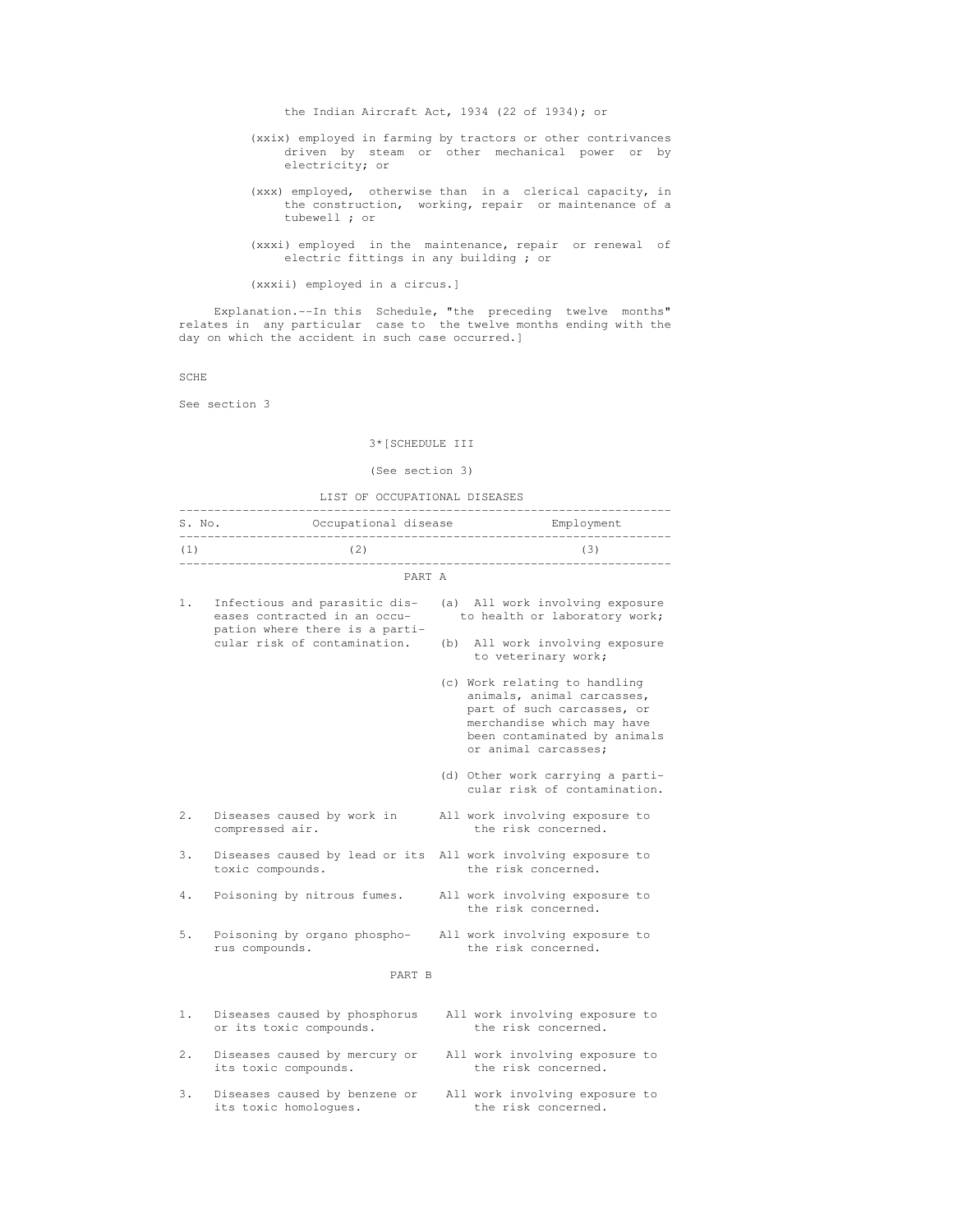the Indian Aircraft Act, 1934 (22 of 1934); or

(xxix) employed in farming by tractors or other contrivances driven by steam or other mechanical power or by electricity; or

(xxx) employed, otherwise than in a clerical capacity, in the construction, working, repair or maintenance of a tubewell ; or

(xxxi) employed in the maintenance, repair or renewal of electric fittings in any building ; or

(xxxii) employed in a circus.]

Explanation.--In this Schedule, "the preceding twelve months" relates in any particular case to the twelve months ending with the day on which the accident in such case occurred.]

SCHE

See section 3

3*[SCHEDULE III

(See section 3)

LIST OF OCCUPATIONAL DISEASES

| S. No. | Occupational disease | Employment |
|---|---|---|
| (1) | (2) | (3) |
| | **PART A** | |
| 1. | Infectious and parasitic diseases contracted in an occupation where there is a particular risk of contamination. | (a) All work involving exposure to health or laboratory work; |
| | | (b) All work involving exposure to veterinary work; |
| | | (c) Work relating to handling animals, animal carcasses, part of such carcasses, or merchandise which may have been contaminated by animals or animal carcasses; |
| | | (d) Other work carrying a particular risk of contamination. |
| 2. | Diseases caused by work in compressed air. | All work involving exposure to the risk concerned. |
| 3. | Diseases caused by lead or its toxic compounds. | All work involving exposure to the risk concerned. |
| 4. | Poisoning by nitrous fumes. | All work involving exposure to the risk concerned. |
| 5. | Poisoning by organo phosphorus compounds. | All work involving exposure to the risk concerned. |
| | **PART B** | |
| 1. | Diseases caused by phosphorus or its toxic compounds. | All work involving exposure to the risk concerned. |
| 2. | Diseases caused by mercury or its toxic compounds. | All work involving exposure to the risk concerned. |
| 3. | Diseases caused by benzene or its toxic homologues. | All work involving exposure to the risk concerned. |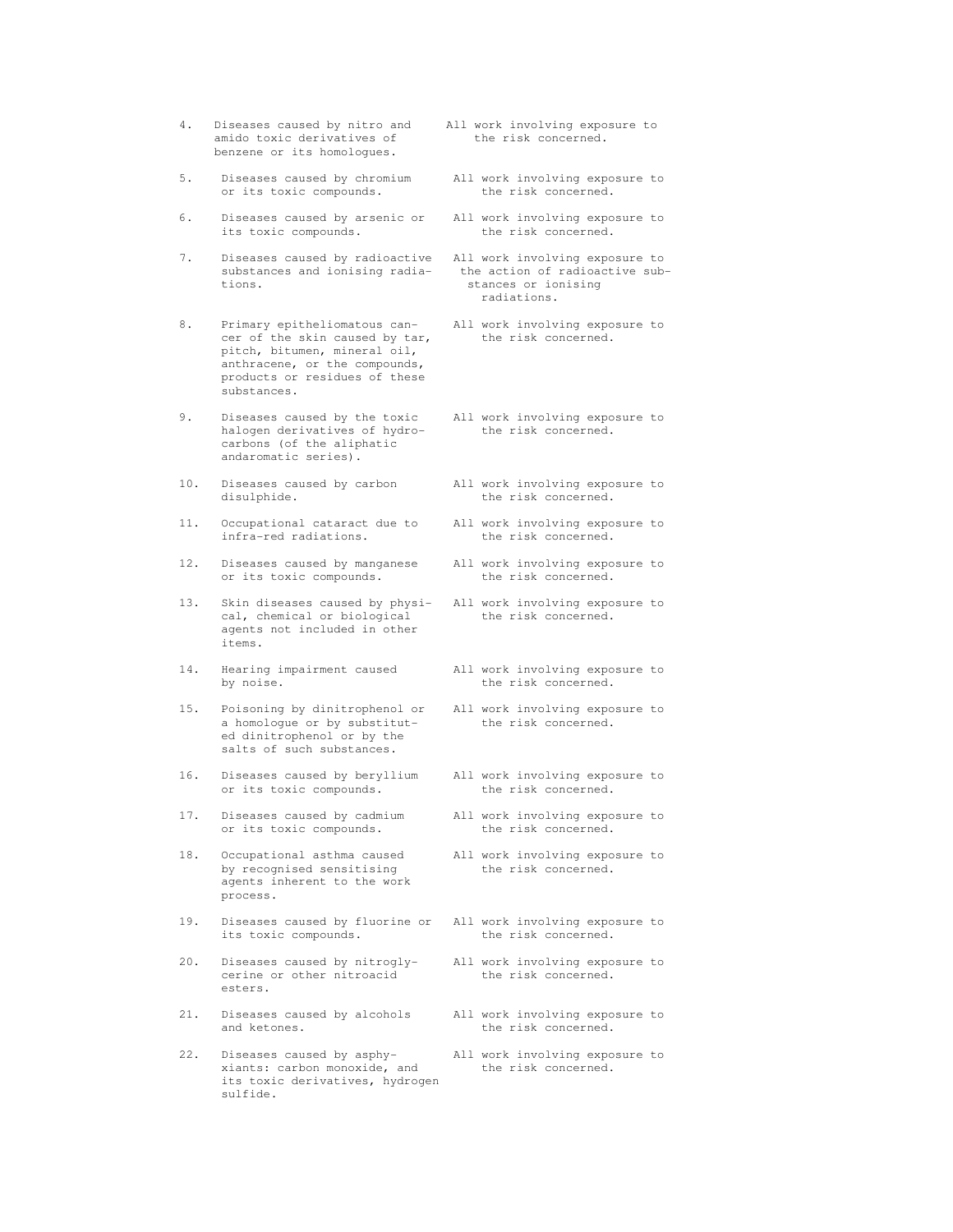| | | |
|---|---|---|
| 4. | Diseases caused by nitro and amido toxic derivatives of benzene or its homologues. | All work involving exposure to the risk concerned. |
| 5. | Diseases caused by chromium or its toxic compounds. | All work involving exposure to the risk concerned. |
| 6. | Diseases caused by arsenic or its toxic compounds. | All work involving exposure to the risk concerned. |
| 7. | Diseases caused by radioactive substances and ionising radiations. | All work involving exposure to the action of radioactive substances or ionising radiations. |
| 8. | Primary epitheliomatous cancer of the skin caused by tar, pitch, bitumen, mineral oil, anthracene, or the compounds, products or residues of these substances. | All work involving exposure to the risk concerned. |
| 9. | Diseases caused by the toxic halogen derivatives of hydrocarbons (of the aliphatic andaromatic series). | All work involving exposure to the risk concerned. |
| 10. | Diseases caused by carbon disulphide. | All work involving exposure to the risk concerned. |
| 11. | Occupational cataract due to infra-red radiations. | All work involving exposure to the risk concerned. |
| 12. | Diseases caused by manganese or its toxic compounds. | All work involving exposure to the risk concerned. |
| 13. | Skin diseases caused by physical, chemical or biological agents not included in other items. | All work involving exposure to the risk concerned. |
| 14. | Hearing impairment caused by noise. | All work involving exposure to the risk concerned. |
| 15. | Poisoning by dinitrophenol or a homologue or by substituted dinitrophenol or by the salts of such substances. | All work involving exposure to the risk concerned. |
| 16. | Diseases caused by beryllium or its toxic compounds. | All work involving exposure to the risk concerned. |
| 17. | Diseases caused by cadmium or its toxic compounds. | All work involving exposure to the risk concerned. |
| 18. | Occupational asthma caused by recognised sensitising agents inherent to the work process. | All work involving exposure to the risk concerned. |
| 19. | Diseases caused by fluorine or its toxic compounds. | All work involving exposure to the risk concerned. |
| 20. | Diseases caused by nitroglycerine or other nitroacid esters. | All work involving exposure to the risk concerned. |
| 21. | Diseases caused by alcohols and ketones. | All work involving exposure to the risk concerned. |
| 22. | Diseases caused by asphyxiants: carbon monoxide, and its toxic derivatives, hydrogen sulfide. | All work involving exposure to the risk concerned. |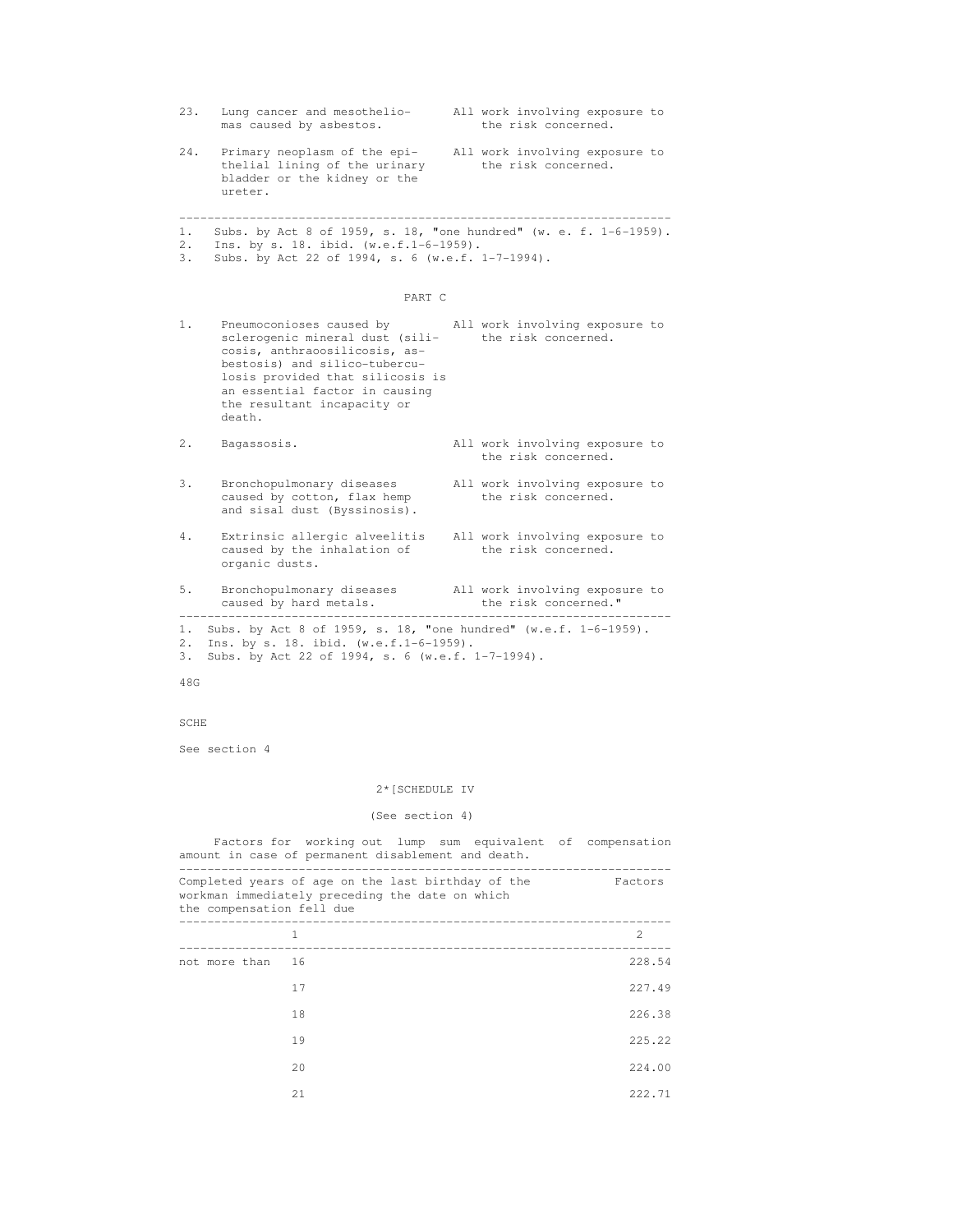| | | |
|---|---|---|
| 23. | Lung cancer and mesotheliomas caused by asbestos. | All work involving exposure to the risk concerned. |
| 24. | Primary neoplasm of the epithelial lining of the urinary bladder or the kidney or the ureter. | All work involving exposure to the risk concerned. |

---

1. Subs. by Act 8 of 1959, s. 18, "one hundred" (w. e. f. 1-6-1959).
2. Ins. by s. 18. ibid. (w.e.f.1-6-1959).
3. Subs. by Act 22 of 1994, s. 6 (w.e.f. 1-7-1994).

## PART C

| | | |
|---|---|---|
| 1. | Pneumoconioses caused by sclerogenic mineral dust (silicosis, anthraoosilicosis, asbestosis) and silico-tuberculosis provided that silicosis is an essential factor in causing the resultant incapacity or death. | All work involving exposure to the risk concerned. |
| 2. | Bagassosis. | All work involving exposure to the risk concerned. |
| 3. | Bronchopulmonary diseases caused by cotton, flax hemp and sisal dust (Byssinosis). | All work involving exposure to the risk concerned. |
| 4. | Extrinsic allergic alveelitis caused by the inhalation of organic dusts. | All work involving exposure to the risk concerned. |
| 5. | Bronchopulmonary diseases caused by hard metals. | All work involving exposure to the risk concerned." |

---

1. Subs. by Act 8 of 1959, s. 18, "one hundred" (w.e.f. 1-6-1959).
2. Ins. by s. 18. ibid. (w.e.f.1-6-1959).
3. Subs. by Act 22 of 1994, s. 6 (w.e.f. 1-7-1994).

48G

SCHE

See section 4

## 2*[SCHEDULE IV

(See section 4)

Factors for working out lump sum equivalent of compensation amount in case of permanent disablement and death.

| Completed years of age on the last birthday of the workman immediately preceding the date on which the compensation fell due | Factors |
|---|---|
| 1 | 2 |
| not more than 16 | 228.54 |
| 17 | 227.49 |
| 18 | 226.38 |
| 19 | 225.22 |
| 20 | 224.00 |
| 21 | 222.71 |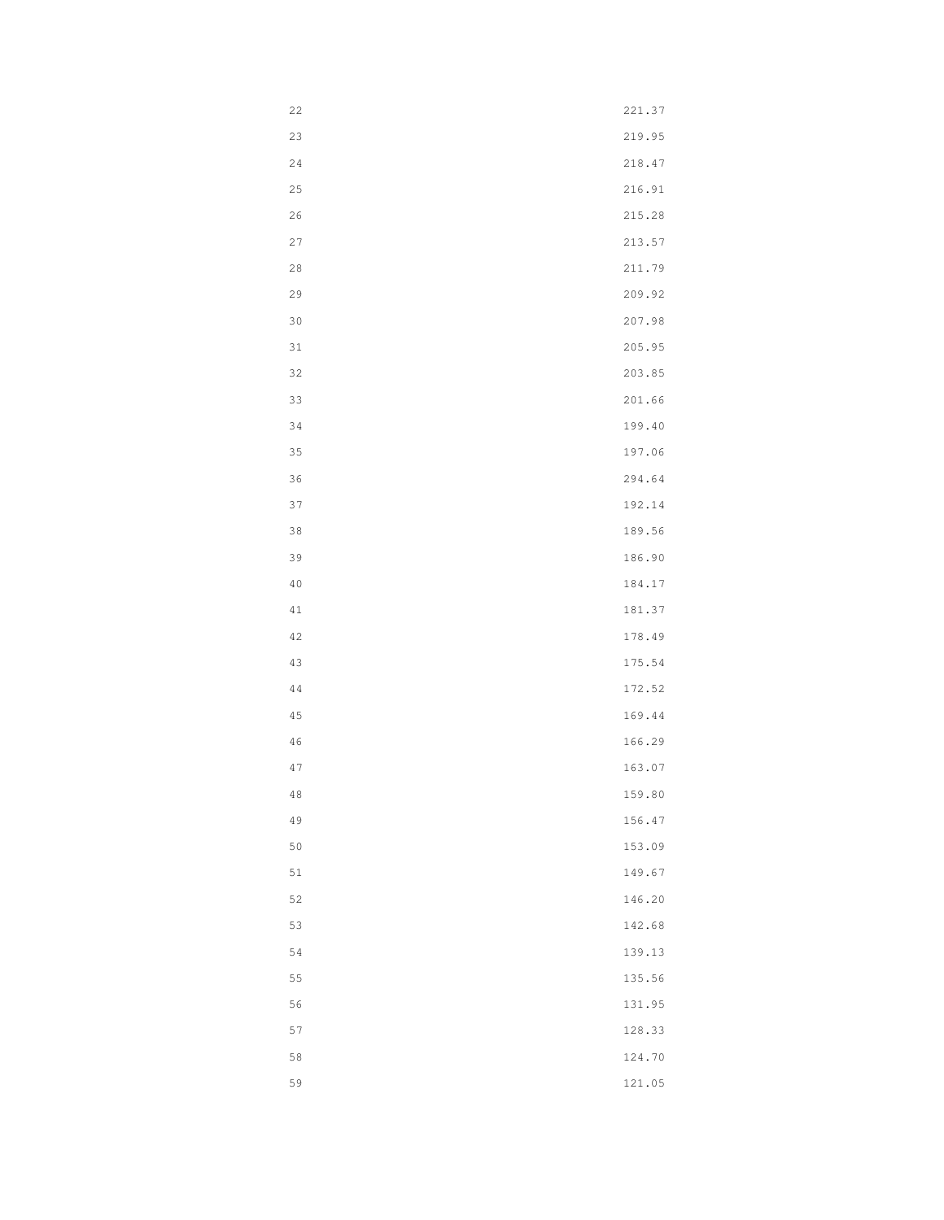| | |
|---|---|
| 22 | 221.37 |
| 23 | 219.95 |
| 24 | 218.47 |
| 25 | 216.91 |
| 26 | 215.28 |
| 27 | 213.57 |
| 28 | 211.79 |
| 29 | 209.92 |
| 30 | 207.98 |
| 31 | 205.95 |
| 32 | 203.85 |
| 33 | 201.66 |
| 34 | 199.40 |
| 35 | 197.06 |
| 36 | 294.64 |
| 37 | 192.14 |
| 38 | 189.56 |
| 39 | 186.90 |
| 40 | 184.17 |
| 41 | 181.37 |
| 42 | 178.49 |
| 43 | 175.54 |
| 44 | 172.52 |
| 45 | 169.44 |
| 46 | 166.29 |
| 47 | 163.07 |
| 48 | 159.80 |
| 49 | 156.47 |
| 50 | 153.09 |
| 51 | 149.67 |
| 52 | 146.20 |
| 53 | 142.68 |
| 54 | 139.13 |
| 55 | 135.56 |
| 56 | 131.95 |
| 57 | 128.33 |
| 58 | 124.70 |
| 59 | 121.05 |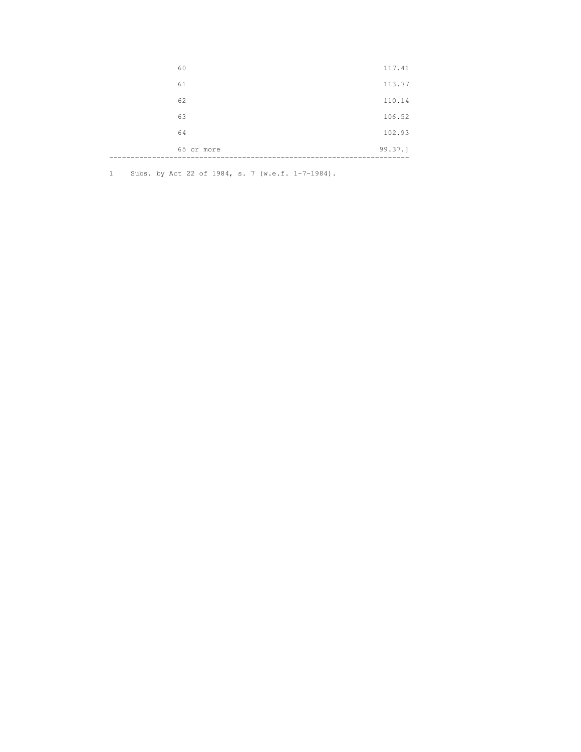| | |
|---|---|
| 60 | 117.41 |
| 61 | 113.77 |
| 62 | 110.14 |
| 63 | 106.52 |
| 64 | 102.93 |
| 65 or more | 99.37.] |

1 Subs. by Act 22 of 1984, s. 7 (w.e.f. 1-7-1984).